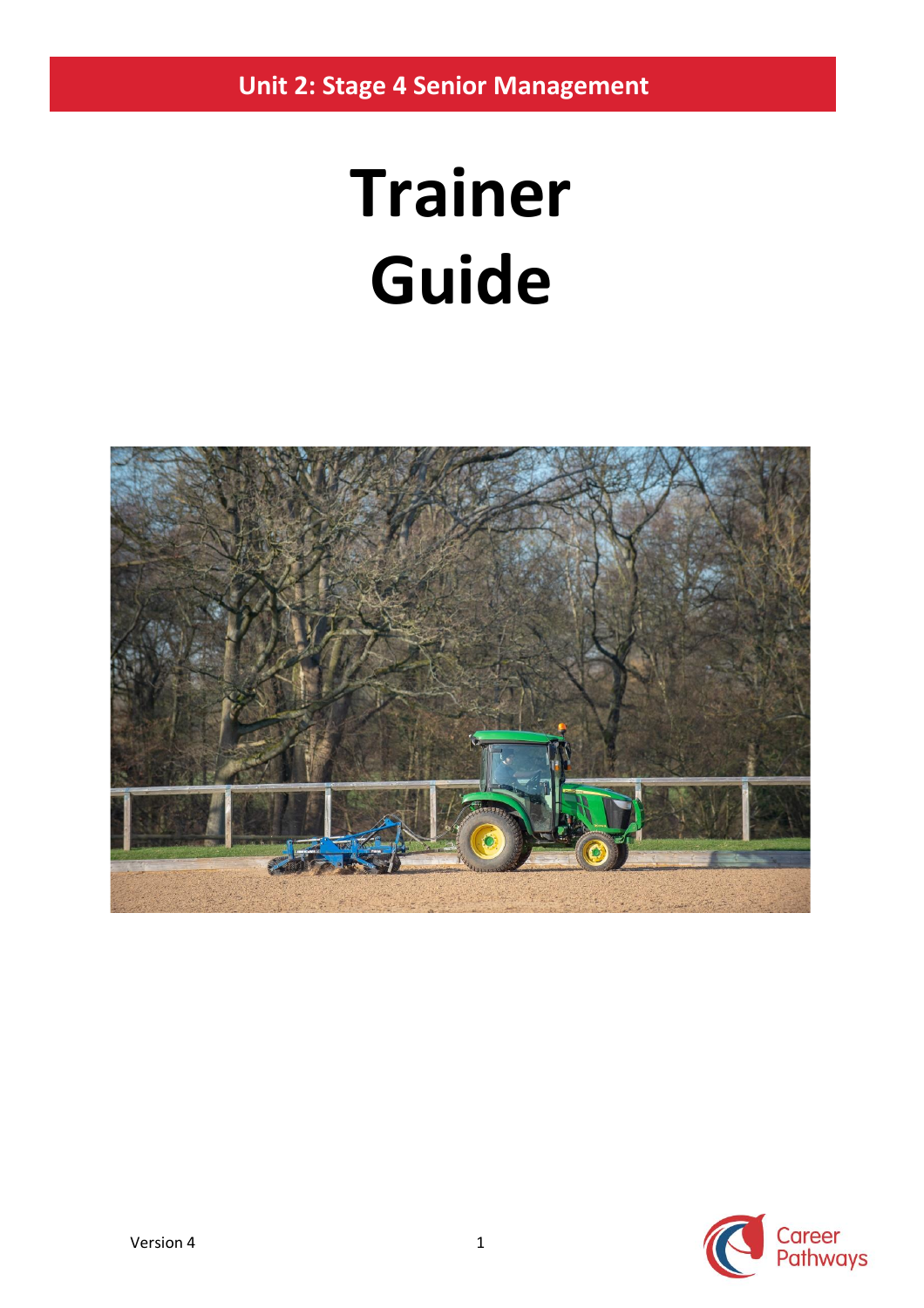Unit 2: Stage 4 Senior Management

# Trainer Guide

Version 4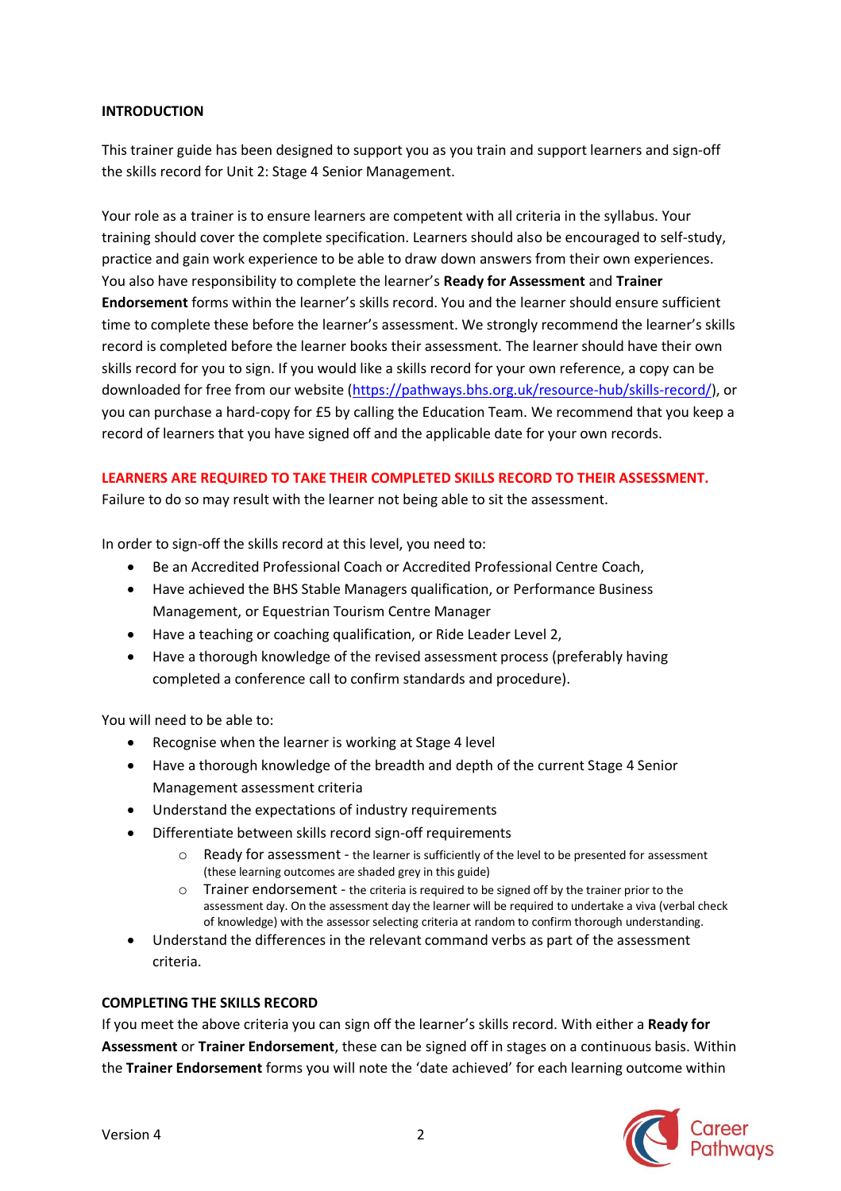**INTRODUCTION**

This trainer guide has been designed to support you as you train and support learners and sign-off the skills record for Unit 2: Stage 4 Senior Management.

Your role as a trainer is to ensure learners are competent with all criteria in the syllabus. Your training should cover the complete specification. Learners should also be encouraged to self-study, practice and gain work experience to be able to draw down answers from their own experiences. You also have responsibility to complete the learner's **Ready for Assessment** and **Trainer Endorsement** forms within the learner's skills record. You and the learner should ensure sufficient time to complete these before the learner's assessment. We strongly recommend the learner's skills record is completed before the learner books their assessment. The learner should have their own skills record for you to sign. If you would like a skills record for your own reference, a copy can be downloaded for free from our website (https://pathways.bhs.org.uk/resource-hub/skills-record/), or you can purchase a hard-copy for £5 by calling the Education Team. We recommend that you keep a record of learners that you have signed off and the applicable date for your own records.

**LEARNERS ARE REQUIRED TO TAKE THEIR COMPLETED SKILLS RECORD TO THEIR ASSESSMENT.**
Failure to do so may result with the learner not being able to sit the assessment.

In order to sign-off the skills record at this level, you need to:

- Be an Accredited Professional Coach or Accredited Professional Centre Coach,
- Have achieved the BHS Stable Managers qualification, or Performance Business Management, or Equestrian Tourism Centre Manager
- Have a teaching or coaching qualification, or Ride Leader Level 2,
- Have a thorough knowledge of the revised assessment process (preferably having completed a conference call to confirm standards and procedure).

You will need to be able to:

- Recognise when the learner is working at Stage 4 level
- Have a thorough knowledge of the breadth and depth of the current Stage 4 Senior Management assessment criteria
- Understand the expectations of industry requirements
- Differentiate between skills record sign-off requirements
  - Ready for assessment - the learner is sufficiently of the level to be presented for assessment (these learning outcomes are shaded grey in this guide)
  - Trainer endorsement - the criteria is required to be signed off by the trainer prior to the assessment day. On the assessment day the learner will be required to undertake a viva (verbal check of knowledge) with the assessor selecting criteria at random to confirm thorough understanding.
- Understand the differences in the relevant command verbs as part of the assessment criteria.

**COMPLETING THE SKILLS RECORD**

If you meet the above criteria you can sign off the learner's skills record. With either a **Ready for Assessment** or **Trainer Endorsement**, these can be signed off in stages on a continuous basis. Within the **Trainer Endorsement** forms you will note the 'date achieved' for each learning outcome within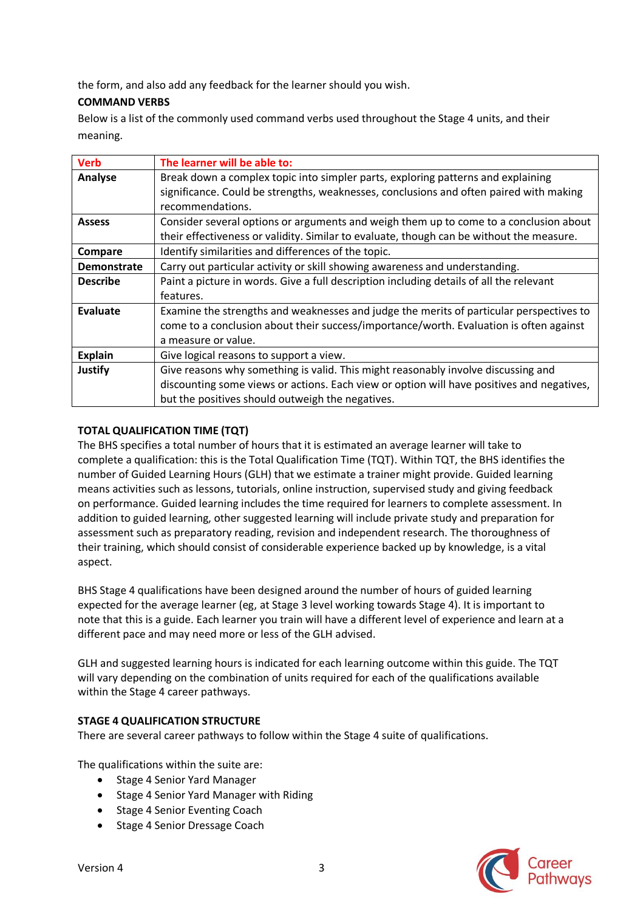the form, and also add any feedback for the learner should you wish.

**COMMAND VERBS**

Below is a list of the commonly used command verbs used throughout the Stage 4 units, and their meaning.

| Verb | The learner will be able to: |
|---|---|
| **Analyse** | Break down a complex topic into simpler parts, exploring patterns and explaining significance. Could be strengths, weaknesses, conclusions and often paired with making recommendations. |
| **Assess** | Consider several options or arguments and weigh them up to come to a conclusion about their effectiveness or validity. Similar to evaluate, though can be without the measure. |
| **Compare** | Identify similarities and differences of the topic. |
| **Demonstrate** | Carry out particular activity or skill showing awareness and understanding. |
| **Describe** | Paint a picture in words. Give a full description including details of all the relevant features. |
| **Evaluate** | Examine the strengths and weaknesses and judge the merits of particular perspectives to come to a conclusion about their success/importance/worth. Evaluation is often against a measure or value. |
| **Explain** | Give logical reasons to support a view. |
| **Justify** | Give reasons why something is valid. This might reasonably involve discussing and discounting some views or actions. Each view or option will have positives and negatives, but the positives should outweigh the negatives. |

**TOTAL QUALIFICATION TIME (TQT)**

The BHS specifies a total number of hours that it is estimated an average learner will take to complete a qualification: this is the Total Qualification Time (TQT). Within TQT, the BHS identifies the number of Guided Learning Hours (GLH) that we estimate a trainer might provide. Guided learning means activities such as lessons, tutorials, online instruction, supervised study and giving feedback on performance. Guided learning includes the time required for learners to complete assessment. In addition to guided learning, other suggested learning will include private study and preparation for assessment such as preparatory reading, revision and independent research. The thoroughness of their training, which should consist of considerable experience backed up by knowledge, is a vital aspect.

BHS Stage 4 qualifications have been designed around the number of hours of guided learning expected for the average learner (eg, at Stage 3 level working towards Stage 4). It is important to note that this is a guide. Each learner you train will have a different level of experience and learn at a different pace and may need more or less of the GLH advised.

GLH and suggested learning hours is indicated for each learning outcome within this guide. The TQT will vary depending on the combination of units required for each of the qualifications available within the Stage 4 career pathways.

**STAGE 4 QUALIFICATION STRUCTURE**

There are several career pathways to follow within the Stage 4 suite of qualifications.

The qualifications within the suite are:

- Stage 4 Senior Yard Manager
- Stage 4 Senior Yard Manager with Riding
- Stage 4 Senior Eventing Coach
- Stage 4 Senior Dressage Coach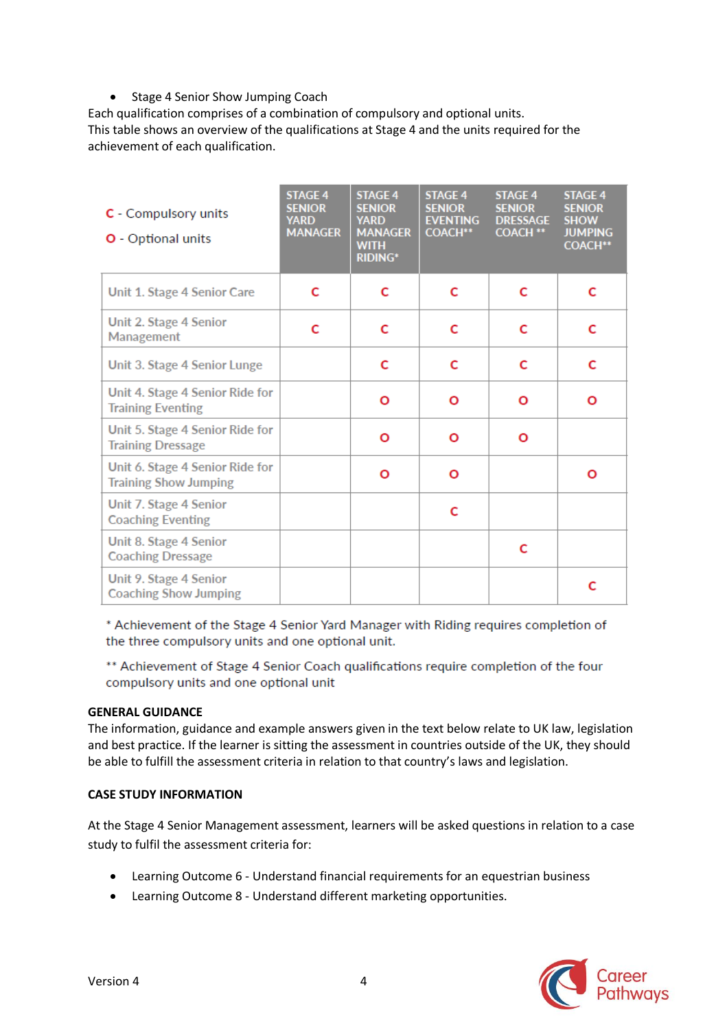- Stage 4 Senior Show Jumping Coach

Each qualification comprises of a combination of compulsory and optional units.
This table shows an overview of the qualifications at Stage 4 and the units required for the achievement of each qualification.

| C - Compulsory units<br>O - Optional units | STAGE 4 SENIOR YARD MANAGER | STAGE 4 SENIOR YARD MANAGER WITH RIDING* | STAGE 4 SENIOR EVENTING COACH** | STAGE 4 SENIOR DRESSAGE COACH ** | STAGE 4 SENIOR SHOW JUMPING COACH** |
|---|---|---|---|---|---|
| Unit 1. Stage 4 Senior Care | C | C | C | C | C |
| Unit 2. Stage 4 Senior Management | C | C | C | C | C |
| Unit 3. Stage 4 Senior Lunge | | C | C | C | C |
| Unit 4. Stage 4 Senior Ride for Training Eventing | | O | O | O | O |
| Unit 5. Stage 4 Senior Ride for Training Dressage | | O | O | O | |
| Unit 6. Stage 4 Senior Ride for Training Show Jumping | | O | O | | O |
| Unit 7. Stage 4 Senior Coaching Eventing | | | C | | |
| Unit 8. Stage 4 Senior Coaching Dressage | | | | C | |
| Unit 9. Stage 4 Senior Coaching Show Jumping | | | | | C |

\* Achievement of the Stage 4 Senior Yard Manager with Riding requires completion of the three compulsory units and one optional unit.

\** Achievement of Stage 4 Senior Coach qualifications require completion of the four compulsory units and one optional unit

**GENERAL GUIDANCE**

The information, guidance and example answers given in the text below relate to UK law, legislation and best practice. If the learner is sitting the assessment in countries outside of the UK, they should be able to fulfill the assessment criteria in relation to that country's laws and legislation.

**CASE STUDY INFORMATION**

At the Stage 4 Senior Management assessment, learners will be asked questions in relation to a case study to fulfil the assessment criteria for:

- Learning Outcome 6 - Understand financial requirements for an equestrian business
- Learning Outcome 8 - Understand different marketing opportunities.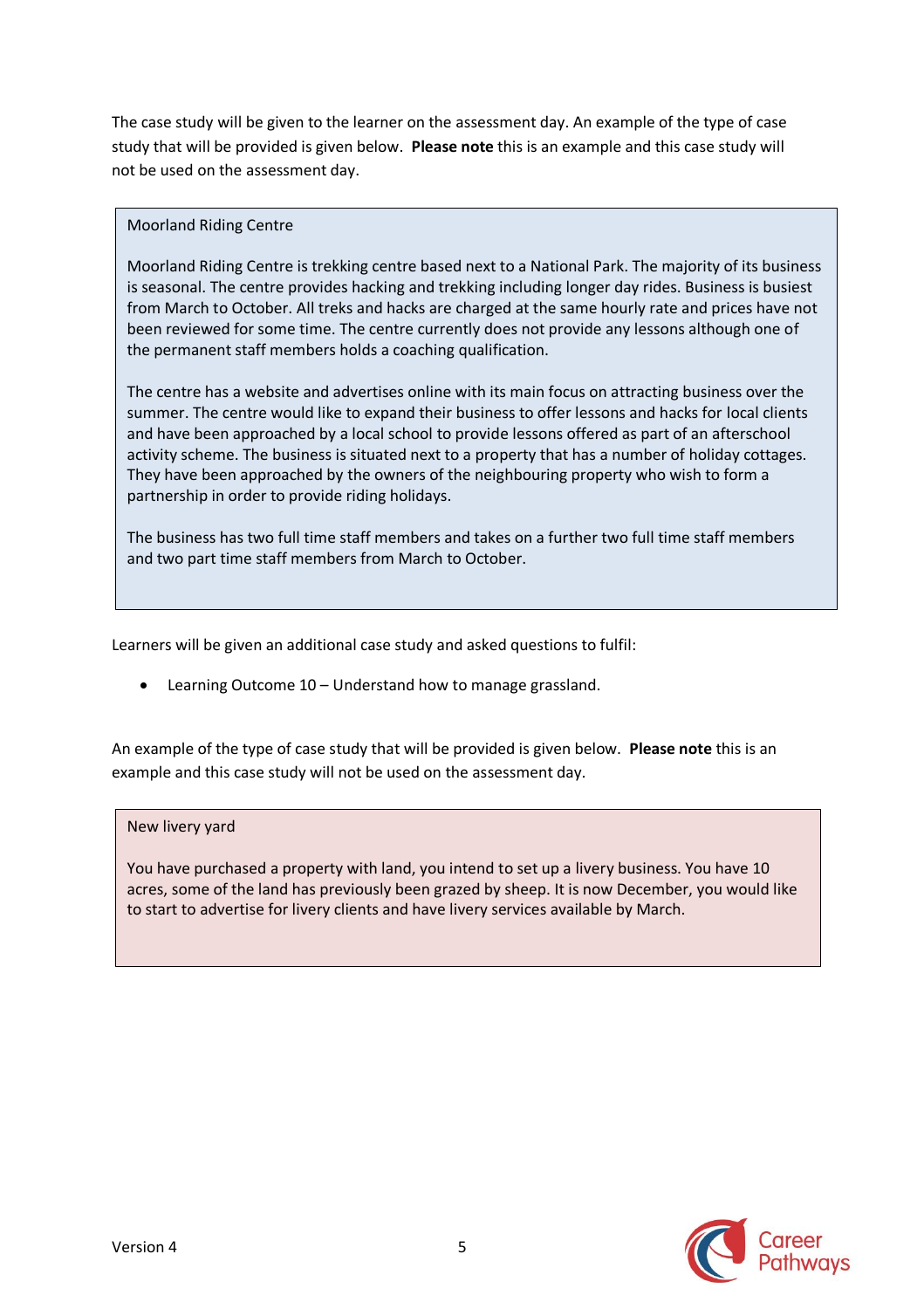The case study will be given to the learner on the assessment day. An example of the type of case study that will be provided is given below. **Please note** this is an example and this case study will not be used on the assessment day.

> Moorland Riding Centre
>
> Moorland Riding Centre is trekking centre based next to a National Park. The majority of its business is seasonal. The centre provides hacking and trekking including longer day rides. Business is busiest from March to October. All treks and hacks are charged at the same hourly rate and prices have not been reviewed for some time. The centre currently does not provide any lessons although one of the permanent staff members holds a coaching qualification.
>
> The centre has a website and advertises online with its main focus on attracting business over the summer. The centre would like to expand their business to offer lessons and hacks for local clients and have been approached by a local school to provide lessons offered as part of an afterschool activity scheme. The business is situated next to a property that has a number of holiday cottages. They have been approached by the owners of the neighbouring property who wish to form a partnership in order to provide riding holidays.
>
> The business has two full time staff members and takes on a further two full time staff members and two part time staff members from March to October.

Learners will be given an additional case study and asked questions to fulfil:

- Learning Outcome 10 – Understand how to manage grassland.

An example of the type of case study that will be provided is given below. **Please note** this is an example and this case study will not be used on the assessment day.

> New livery yard
>
> You have purchased a property with land, you intend to set up a livery business. You have 10 acres, some of the land has previously been grazed by sheep. It is now December, you would like to start to advertise for livery clients and have livery services available by March.

Version 4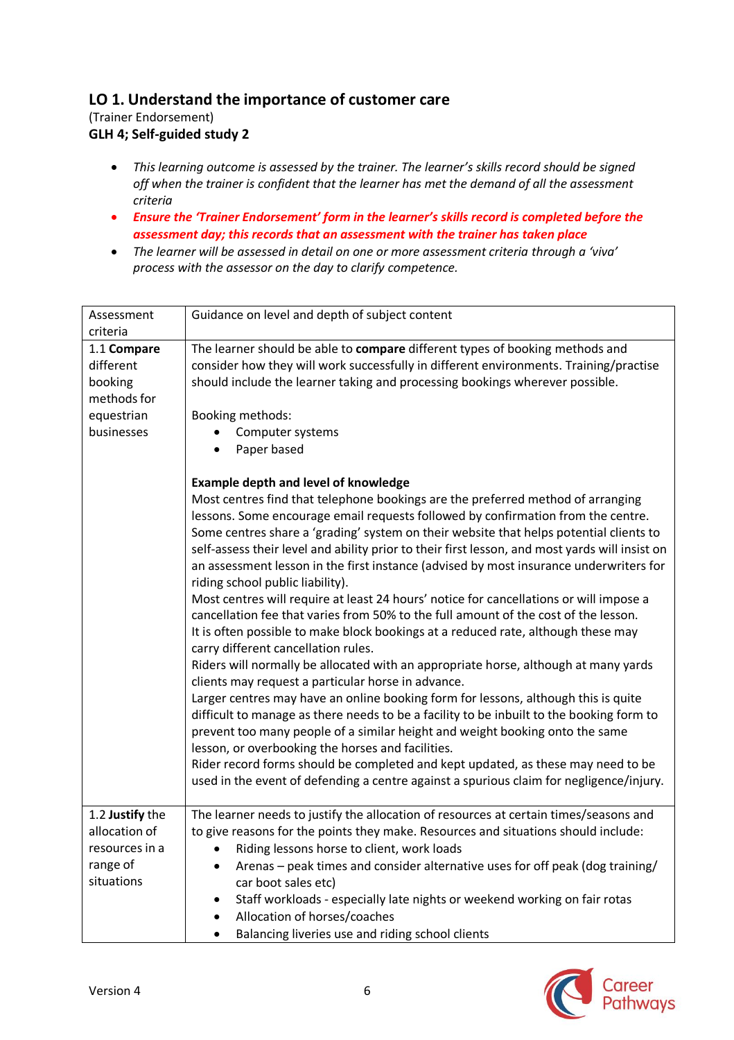## LO 1. Understand the importance of customer care

(Trainer Endorsement)

**GLH 4; Self-guided study 2**

- *This learning outcome is assessed by the trainer. The learner's skills record should be signed off when the trainer is confident that the learner has met the demand of all the assessment criteria*
- ***Ensure the 'Trainer Endorsement' form in the learner's skills record is completed before the assessment day; this records that an assessment with the trainer has taken place***
- *The learner will be assessed in detail on one or more assessment criteria through a 'viva' process with the assessor on the day to clarify competence.*

| Assessment criteria | Guidance on level and depth of subject content |
|---|---|
| 1.1 **Compare** different booking methods for equestrian businesses | The learner should be able to **compare** different types of booking methods and consider how they will work successfully in different environments. Training/practise should include the learner taking and processing bookings wherever possible.<br><br>Booking methods:<br>• Computer systems<br>• Paper based<br><br>**Example depth and level of knowledge**<br>Most centres find that telephone bookings are the preferred method of arranging lessons. Some encourage email requests followed by confirmation from the centre. Some centres share a 'grading' system on their website that helps potential clients to self-assess their level and ability prior to their first lesson, and most yards will insist on an assessment lesson in the first instance (advised by most insurance underwriters for riding school public liability).<br>Most centres will require at least 24 hours' notice for cancellations or will impose a cancellation fee that varies from 50% to the full amount of the cost of the lesson.<br>It is often possible to make block bookings at a reduced rate, although these may carry different cancellation rules.<br>Riders will normally be allocated with an appropriate horse, although at many yards clients may request a particular horse in advance.<br>Larger centres may have an online booking form for lessons, although this is quite difficult to manage as there needs to be a facility to be inbuilt to the booking form to prevent too many people of a similar height and weight booking onto the same lesson, or overbooking the horses and facilities.<br>Rider record forms should be completed and kept updated, as these may need to be used in the event of defending a centre against a spurious claim for negligence/injury. |
| 1.2 **Justify** the allocation of resources in a range of situations | The learner needs to justify the allocation of resources at certain times/seasons and to give reasons for the points they make. Resources and situations should include:<br>• Riding lessons horse to client, work loads<br>• Arenas – peak times and consider alternative uses for off peak (dog training/ car boot sales etc)<br>• Staff workloads - especially late nights or weekend working on fair rotas<br>• Allocation of horses/coaches<br>• Balancing liveries use and riding school clients |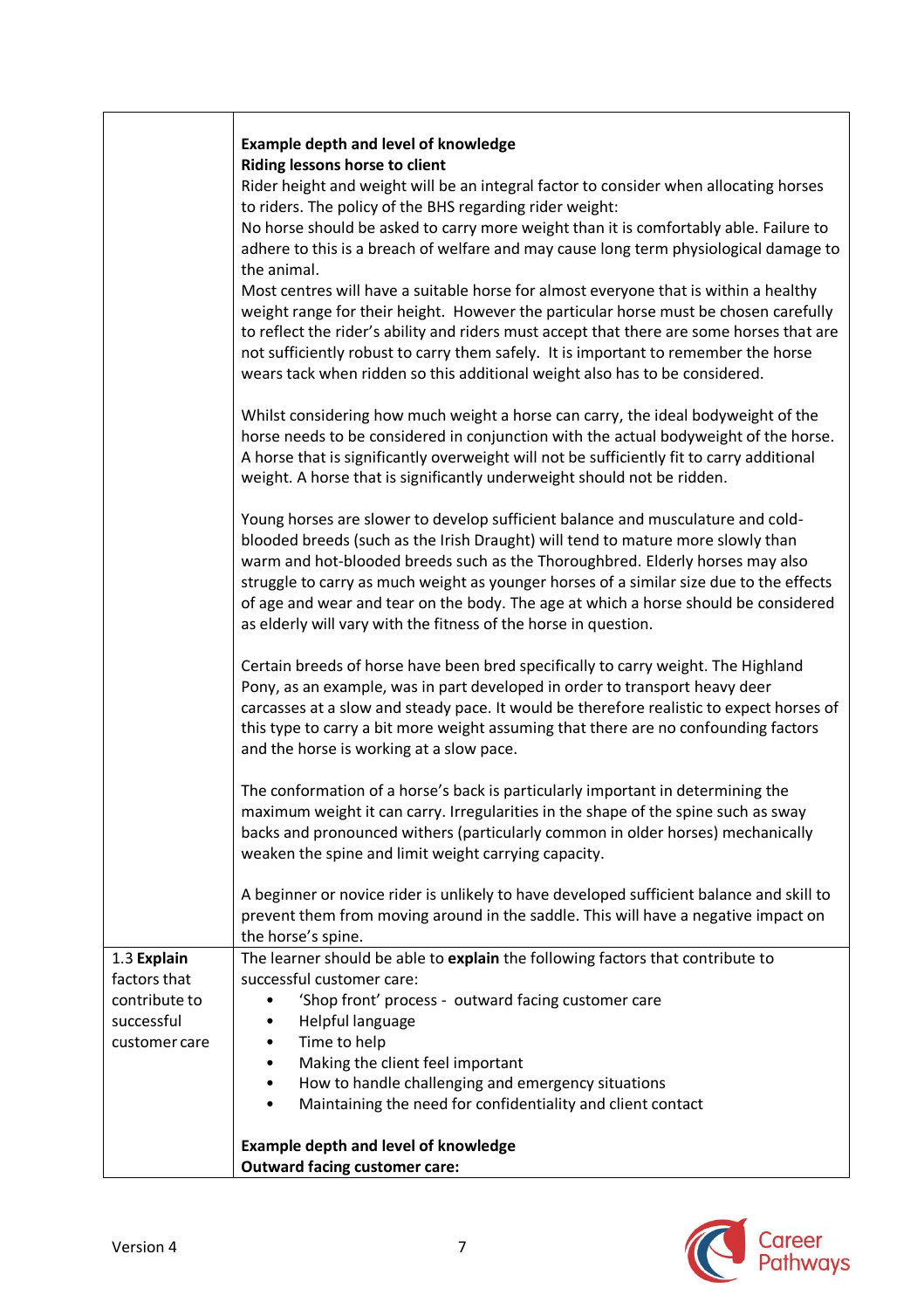| | |
|---|---|
| | **Example depth and level of knowledge**<br>**Riding lessons horse to client**<br>Rider height and weight will be an integral factor to consider when allocating horses to riders. The policy of the BHS regarding rider weight:<br>No horse should be asked to carry more weight than it is comfortably able. Failure to adhere to this is a breach of welfare and may cause long term physiological damage to the animal.<br>Most centres will have a suitable horse for almost everyone that is within a healthy weight range for their height. However the particular horse must be chosen carefully to reflect the rider's ability and riders must accept that there are some horses that are not sufficiently robust to carry them safely. It is important to remember the horse wears tack when ridden so this additional weight also has to be considered.<br><br>Whilst considering how much weight a horse can carry, the ideal bodyweight of the horse needs to be considered in conjunction with the actual bodyweight of the horse. A horse that is significantly overweight will not be sufficiently fit to carry additional weight. A horse that is significantly underweight should not be ridden.<br><br>Young horses are slower to develop sufficient balance and musculature and cold-blooded breeds (such as the Irish Draught) will tend to mature more slowly than warm and hot-blooded breeds such as the Thoroughbred. Elderly horses may also struggle to carry as much weight as younger horses of a similar size due to the effects of age and wear and tear on the body. The age at which a horse should be considered as elderly will vary with the fitness of the horse in question.<br><br>Certain breeds of horse have been bred specifically to carry weight. The Highland Pony, as an example, was in part developed in order to transport heavy deer carcasses at a slow and steady pace. It would be therefore realistic to expect horses of this type to carry a bit more weight assuming that there are no confounding factors and the horse is working at a slow pace.<br><br>The conformation of a horse's back is particularly important in determining the maximum weight it can carry. Irregularities in the shape of the spine such as sway backs and pronounced withers (particularly common in older horses) mechanically weaken the spine and limit weight carrying capacity.<br><br>A beginner or novice rider is unlikely to have developed sufficient balance and skill to prevent them from moving around in the saddle. This will have a negative impact on the horse's spine. |
| 1.3 **Explain** factors that contribute to successful customer care | The learner should be able to **explain** the following factors that contribute to successful customer care:<br>• 'Shop front' process - outward facing customer care<br>• Helpful language<br>• Time to help<br>• Making the client feel important<br>• How to handle challenging and emergency situations<br>• Maintaining the need for confidentiality and client contact<br><br>**Example depth and level of knowledge**<br>**Outward facing customer care:** |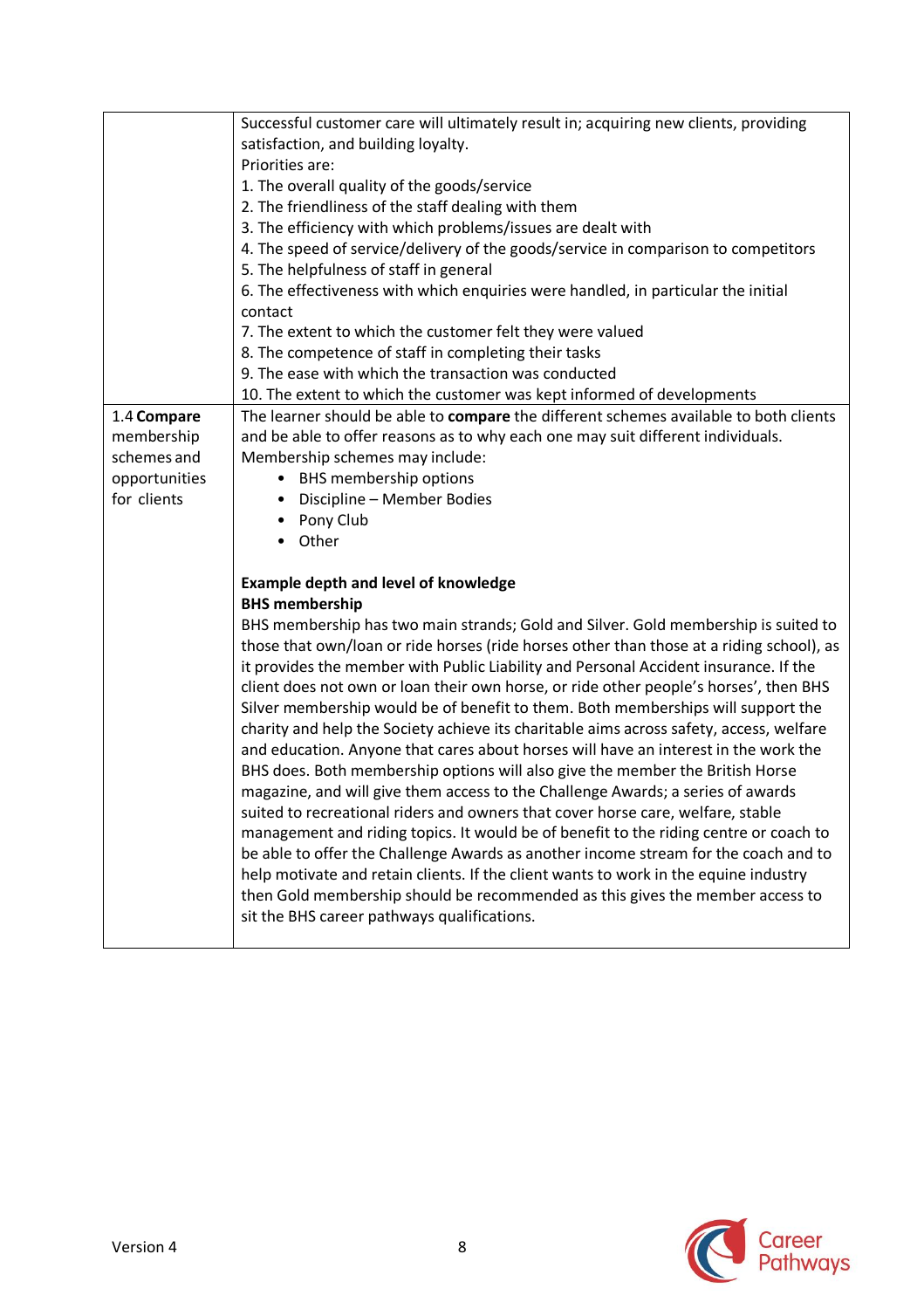| | |
|---|---|
| | Successful customer care will ultimately result in; acquiring new clients, providing satisfaction, and building loyalty.<br>Priorities are:<br>1. The overall quality of the goods/service<br>2. The friendliness of the staff dealing with them<br>3. The efficiency with which problems/issues are dealt with<br>4. The speed of service/delivery of the goods/service in comparison to competitors<br>5. The helpfulness of staff in general<br>6. The effectiveness with which enquiries were handled, in particular the initial contact<br>7. The extent to which the customer felt they were valued<br>8. The competence of staff in completing their tasks<br>9. The ease with which the transaction was conducted<br>10. The extent to which the customer was kept informed of developments |
| 1.4 **Compare** membership schemes and opportunities for clients | The learner should be able to **compare** the different schemes available to both clients and be able to offer reasons as to why each one may suit different individuals.<br>Membership schemes may include:<br>• BHS membership options<br>• Discipline – Member Bodies<br>• Pony Club<br>• Other<br><br>**Example depth and level of knowledge**<br>**BHS membership**<br>BHS membership has two main strands; Gold and Silver. Gold membership is suited to those that own/loan or ride horses (ride horses other than those at a riding school), as it provides the member with Public Liability and Personal Accident insurance. If the client does not own or loan their own horse, or ride other people's horses', then BHS Silver membership would be of benefit to them. Both memberships will support the charity and help the Society achieve its charitable aims across safety, access, welfare and education. Anyone that cares about horses will have an interest in the work the BHS does. Both membership options will also give the member the British Horse magazine, and will give them access to the Challenge Awards; a series of awards suited to recreational riders and owners that cover horse care, welfare, stable management and riding topics. It would be of benefit to the riding centre or coach to be able to offer the Challenge Awards as another income stream for the coach and to help motivate and retain clients. If the client wants to work in the equine industry then Gold membership should be recommended as this gives the member access to sit the BHS career pathways qualifications. |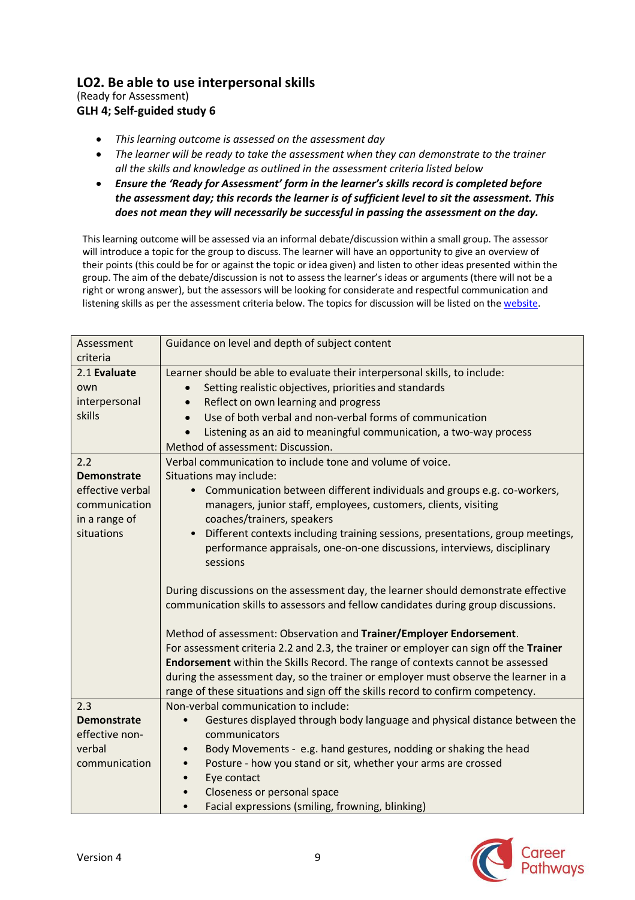## LO2. Be able to use interpersonal skills

(Ready for Assessment)

**GLH 4; Self-guided study 6**

- *This learning outcome is assessed on the assessment day*
- *The learner will be ready to take the assessment when they can demonstrate to the trainer all the skills and knowledge as outlined in the assessment criteria listed below*
- ***Ensure the 'Ready for Assessment' form in the learner's skills record is completed before the assessment day; this records the learner is of sufficient level to sit the assessment. This does not mean they will necessarily be successful in passing the assessment on the day.***

This learning outcome will be assessed via an informal debate/discussion within a small group. The assessor will introduce a topic for the group to discuss. The learner will have an opportunity to give an overview of their points (this could be for or against the topic or idea given) and listen to other ideas presented within the group. The aim of the debate/discussion is not to assess the learner's ideas or arguments (there will not be a right or wrong answer), but the assessors will be looking for considerate and respectful communication and listening skills as per the assessment criteria below. The topics for discussion will be listed on the website.

| Assessment criteria | Guidance on level and depth of subject content |
| --- | --- |
| 2.1 **Evaluate** own interpersonal skills | Learner should be able to evaluate their interpersonal skills, to include:<br>• Setting realistic objectives, priorities and standards<br>• Reflect on own learning and progress<br>• Use of both verbal and non-verbal forms of communication<br>• Listening as an aid to meaningful communication, a two-way process<br>Method of assessment: Discussion. |
| 2.2 **Demonstrate** effective verbal communication in a range of situations | Verbal communication to include tone and volume of voice.<br>Situations may include:<br>• Communication between different individuals and groups e.g. co-workers, managers, junior staff, employees, customers, clients, visiting coaches/trainers, speakers<br>• Different contexts including training sessions, presentations, group meetings, performance appraisals, one-on-one discussions, interviews, disciplinary sessions<br><br>During discussions on the assessment day, the learner should demonstrate effective communication skills to assessors and fellow candidates during group discussions.<br><br>Method of assessment: Observation and **Trainer/Employer Endorsement**.<br>For assessment criteria 2.2 and 2.3, the trainer or employer can sign off the **Trainer Endorsement** within the Skills Record. The range of contexts cannot be assessed during the assessment day, so the trainer or employer must observe the learner in a range of these situations and sign off the skills record to confirm competency. |
| 2.3 **Demonstrate** effective non-verbal communication | Non-verbal communication to include:<br>• Gestures displayed through body language and physical distance between the communicators<br>• Body Movements - e.g. hand gestures, nodding or shaking the head<br>• Posture - how you stand or sit, whether your arms are crossed<br>• Eye contact<br>• Closeness or personal space<br>• Facial expressions (smiling, frowning, blinking) |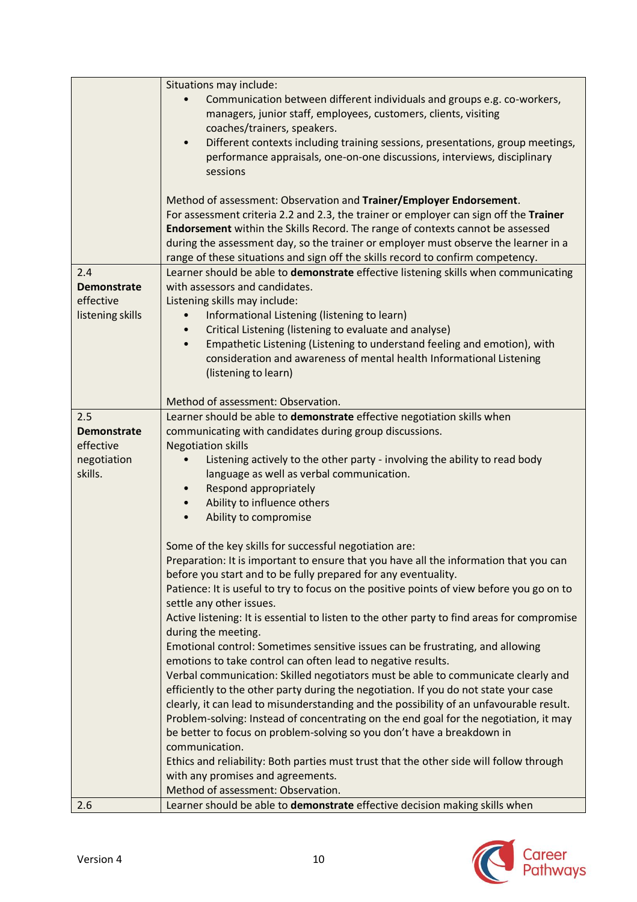| | |
|---|---|
| | Situations may include:<br>• Communication between different individuals and groups e.g. co-workers, managers, junior staff, employees, customers, clients, visiting coaches/trainers, speakers.<br>• Different contexts including training sessions, presentations, group meetings, performance appraisals, one-on-one discussions, interviews, disciplinary sessions<br><br>Method of assessment: Observation and **Trainer/Employer Endorsement**.<br>For assessment criteria 2.2 and 2.3, the trainer or employer can sign off the **Trainer Endorsement** within the Skills Record. The range of contexts cannot be assessed during the assessment day, so the trainer or employer must observe the learner in a range of these situations and sign off the skills record to confirm competency. |
| 2.4<br>**Demonstrate** effective listening skills | Learner should be able to **demonstrate** effective listening skills when communicating with assessors and candidates.<br>Listening skills may include:<br>• Informational Listening (listening to learn)<br>• Critical Listening (listening to evaluate and analyse)<br>• Empathetic Listening (Listening to understand feeling and emotion), with consideration and awareness of mental health Informational Listening (listening to learn)<br><br>Method of assessment: Observation. |
| 2.5<br>**Demonstrate** effective negotiation skills. | Learner should be able to **demonstrate** effective negotiation skills when communicating with candidates during group discussions.<br>Negotiation skills<br>• Listening actively to the other party - involving the ability to read body language as well as verbal communication.<br>• Respond appropriately<br>• Ability to influence others<br>• Ability to compromise<br><br>Some of the key skills for successful negotiation are:<br>Preparation: It is important to ensure that you have all the information that you can before you start and to be fully prepared for any eventuality.<br>Patience: It is useful to try to focus on the positive points of view before you go on to settle any other issues.<br>Active listening: It is essential to listen to the other party to find areas for compromise during the meeting.<br>Emotional control: Sometimes sensitive issues can be frustrating, and allowing emotions to take control can often lead to negative results.<br>Verbal communication: Skilled negotiators must be able to communicate clearly and efficiently to the other party during the negotiation. If you do not state your case clearly, it can lead to misunderstanding and the possibility of an unfavourable result.<br>Problem-solving: Instead of concentrating on the end goal for the negotiation, it may be better to focus on problem-solving so you don't have a breakdown in communication.<br>Ethics and reliability: Both parties must trust that the other side will follow through with any promises and agreements.<br>Method of assessment: Observation. |
| 2.6 | Learner should be able to **demonstrate** effective decision making skills when |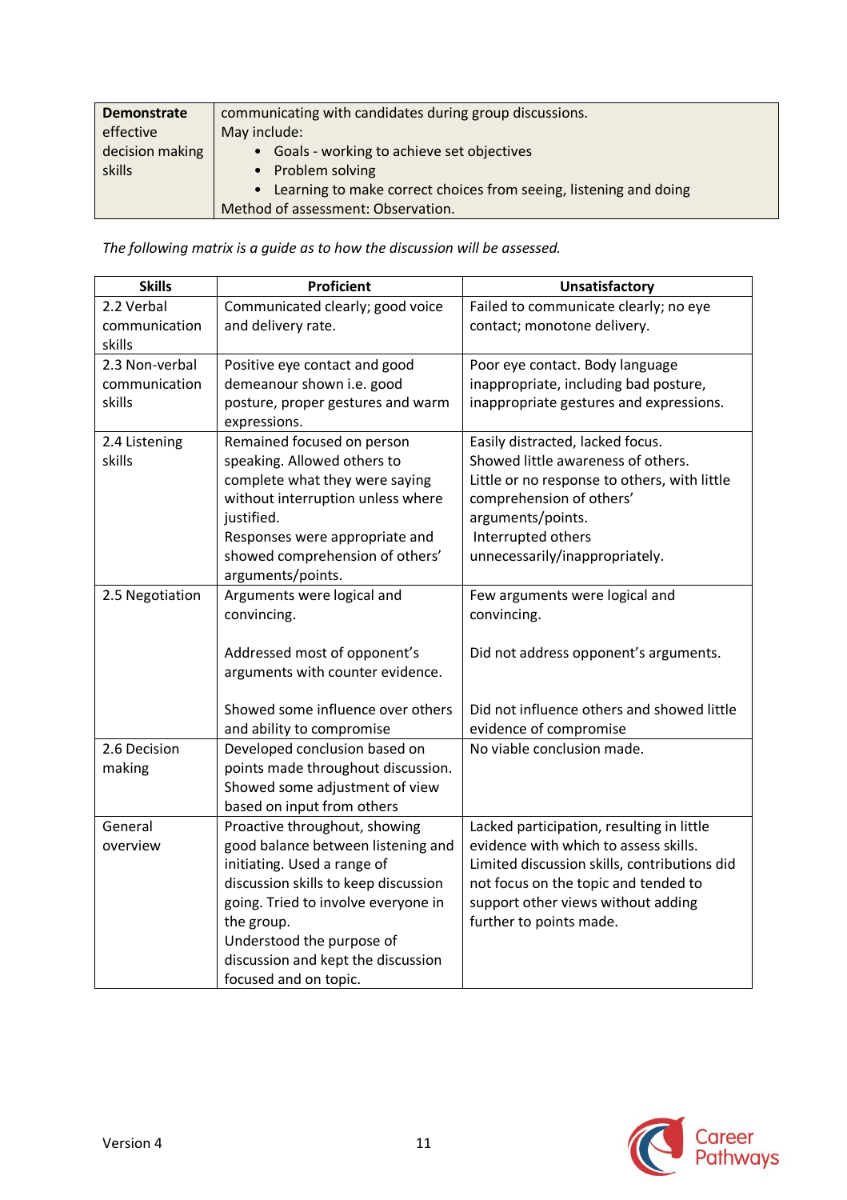| | |
|---|---|
| **Demonstrate** effective decision making skills | communicating with candidates during group discussions.<br>May include:<br>• Goals - working to achieve set objectives<br>• Problem solving<br>• Learning to make correct choices from seeing, listening and doing<br>Method of assessment: Observation. |

*The following matrix is a guide as to how the discussion will be assessed.*

| Skills | Proficient | Unsatisfactory |
|---|---|---|
| 2.2 Verbal communication skills | Communicated clearly; good voice and delivery rate. | Failed to communicate clearly; no eye contact; monotone delivery. |
| 2.3 Non-verbal communication skills | Positive eye contact and good demeanour shown i.e. good posture, proper gestures and warm expressions. | Poor eye contact. Body language inappropriate, including bad posture, inappropriate gestures and expressions. |
| 2.4 Listening skills | Remained focused on person speaking. Allowed others to complete what they were saying without interruption unless where justified.<br>Responses were appropriate and showed comprehension of others' arguments/points. | Easily distracted, lacked focus. Showed little awareness of others. Little or no response to others, with little comprehension of others' arguments/points.<br>Interrupted others unnecessarily/inappropriately. |
| 2.5 Negotiation | Arguments were logical and convincing.<br><br>Addressed most of opponent's arguments with counter evidence.<br><br>Showed some influence over others and ability to compromise | Few arguments were logical and convincing.<br><br>Did not address opponent's arguments.<br><br>Did not influence others and showed little evidence of compromise |
| 2.6 Decision making | Developed conclusion based on points made throughout discussion. Showed some adjustment of view based on input from others | No viable conclusion made. |
| General overview | Proactive throughout, showing good balance between listening and initiating. Used a range of discussion skills to keep discussion going. Tried to involve everyone in the group.<br>Understood the purpose of discussion and kept the discussion focused and on topic. | Lacked participation, resulting in little evidence with which to assess skills. Limited discussion skills, contributions did not focus on the topic and tended to support other views without adding further to points made. |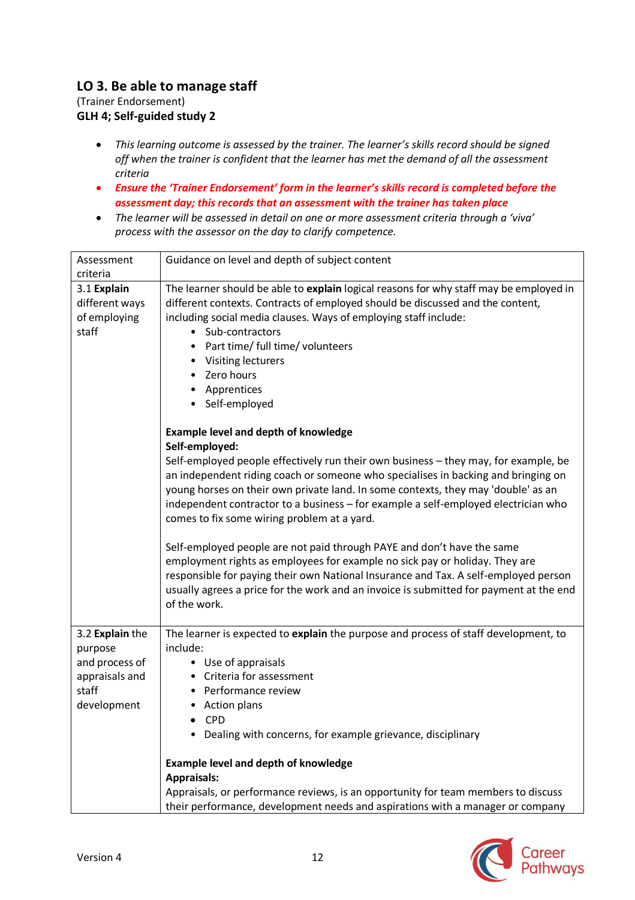## LO 3. Be able to manage staff

(Trainer Endorsement)

**GLH 4; Self-guided study 2**

- *This learning outcome is assessed by the trainer. The learner's skills record should be signed off when the trainer is confident that the learner has met the demand of all the assessment criteria*
- ***Ensure the 'Trainer Endorsement' form in the learner's skills record is completed before the assessment day; this records that an assessment with the trainer has taken place***
- *The learner will be assessed in detail on one or more assessment criteria through a 'viva' process with the assessor on the day to clarify competence.*

| Assessment criteria | Guidance on level and depth of subject content |
|---|---|
| 3.1 **Explain** different ways of employing staff | The learner should be able to **explain** logical reasons for why staff may be employed in different contexts. Contracts of employed should be discussed and the content, including social media clauses. Ways of employing staff include:<br>• Sub-contractors<br>• Part time/ full time/ volunteers<br>• Visiting lecturers<br>• Zero hours<br>• Apprentices<br>• Self-employed<br><br>**Example level and depth of knowledge**<br>**Self-employed:**<br>Self-employed people effectively run their own business – they may, for example, be an independent riding coach or someone who specialises in backing and bringing on young horses on their own private land. In some contexts, they may 'double' as an independent contractor to a business – for example a self-employed electrician who comes to fix some wiring problem at a yard.<br><br>Self-employed people are not paid through PAYE and don't have the same employment rights as employees for example no sick pay or holiday. They are responsible for paying their own National Insurance and Tax. A self-employed person usually agrees a price for the work and an invoice is submitted for payment at the end of the work. |
| 3.2 **Explain** the purpose and process of appraisals and staff development | The learner is expected to **explain** the purpose and process of staff development, to include:<br>• Use of appraisals<br>• Criteria for assessment<br>• Performance review<br>• Action plans<br>• CPD<br>• Dealing with concerns, for example grievance, disciplinary<br><br>**Example level and depth of knowledge**<br>**Appraisals:**<br>Appraisals, or performance reviews, is an opportunity for team members to discuss their performance, development needs and aspirations with a manager or company |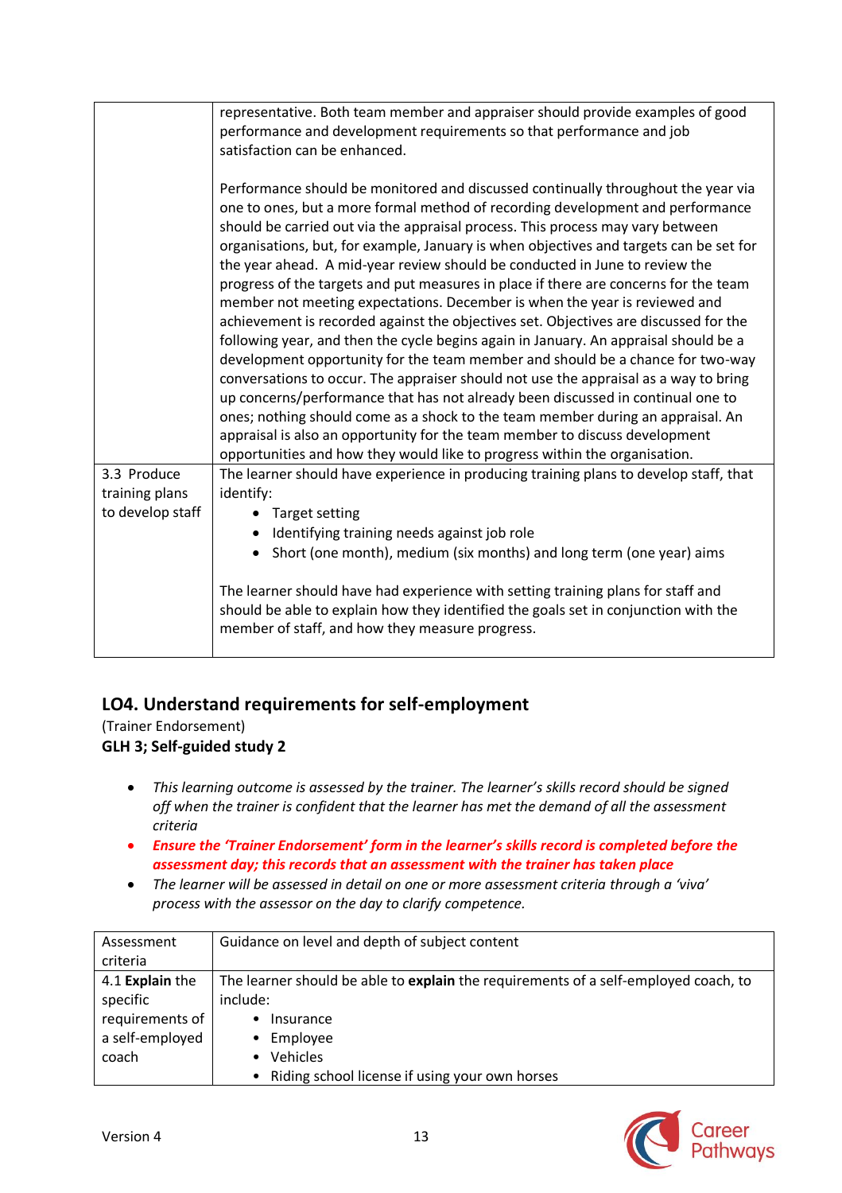| | |
|---|---|
| | representative. Both team member and appraiser should provide examples of good performance and development requirements so that performance and job satisfaction can be enhanced.<br><br>Performance should be monitored and discussed continually throughout the year via one to ones, but a more formal method of recording development and performance should be carried out via the appraisal process. This process may vary between organisations, but, for example, January is when objectives and targets can be set for the year ahead. A mid-year review should be conducted in June to review the progress of the targets and put measures in place if there are concerns for the team member not meeting expectations. December is when the year is reviewed and achievement is recorded against the objectives set. Objectives are discussed for the following year, and then the cycle begins again in January. An appraisal should be a development opportunity for the team member and should be a chance for two-way conversations to occur. The appraiser should not use the appraisal as a way to bring up concerns/performance that has not already been discussed in continual one to ones; nothing should come as a shock to the team member during an appraisal. An appraisal is also an opportunity for the team member to discuss development opportunities and how they would like to progress within the organisation. |
| 3.3 Produce training plans to develop staff | The learner should have experience in producing training plans to develop staff, that identify:<br>• Target setting<br>• Identifying training needs against job role<br>• Short (one month), medium (six months) and long term (one year) aims<br><br>The learner should have had experience with setting training plans for staff and should be able to explain how they identified the goals set in conjunction with the member of staff, and how they measure progress. |

## LO4. Understand requirements for self-employment

(Trainer Endorsement)

**GLH 3; Self-guided study 2**

- *This learning outcome is assessed by the trainer. The learner's skills record should be signed off when the trainer is confident that the learner has met the demand of all the assessment criteria*
- ***Ensure the 'Trainer Endorsement' form in the learner's skills record is completed before the assessment day; this records that an assessment with the trainer has taken place***
- *The learner will be assessed in detail on one or more assessment criteria through a 'viva' process with the assessor on the day to clarify competence.*

| Assessment criteria | Guidance on level and depth of subject content |
|---|---|
| 4.1 **Explain** the specific requirements of a self-employed coach | The learner should be able to **explain** the requirements of a self-employed coach, to include:<br>• Insurance<br>• Employee<br>• Vehicles<br>• Riding school license if using your own horses |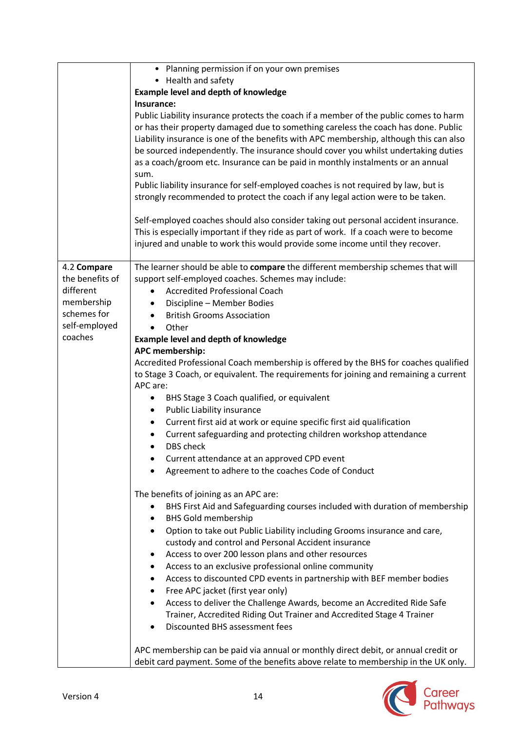| | |
|---|---|
| | • Planning permission if on your own premises<br>• Health and safety<br>**Example level and depth of knowledge**<br>**Insurance:**<br>Public Liability insurance protects the coach if a member of the public comes to harm or has their property damaged due to something careless the coach has done. Public Liability insurance is one of the benefits with APC membership, although this can also be sourced independently. The insurance should cover you whilst undertaking duties as a coach/groom etc. Insurance can be paid in monthly instalments or an annual sum.<br>Public liability insurance for self-employed coaches is not required by law, but is strongly recommended to protect the coach if any legal action were to be taken.<br><br>Self-employed coaches should also consider taking out personal accident insurance. This is especially important if they ride as part of work. If a coach were to become injured and unable to work this would provide some income until they recover. |
| 4.2 **Compare** the benefits of different membership schemes for self-employed coaches | The learner should be able to **compare** the different membership schemes that will support self-employed coaches. Schemes may include:<br>• Accredited Professional Coach<br>• Discipline – Member Bodies<br>• British Grooms Association<br>• Other<br>**Example level and depth of knowledge**<br>**APC membership:**<br>Accredited Professional Coach membership is offered by the BHS for coaches qualified to Stage 3 Coach, or equivalent. The requirements for joining and remaining a current APC are:<br>• BHS Stage 3 Coach qualified, or equivalent<br>• Public Liability insurance<br>• Current first aid at work or equine specific first aid qualification<br>• Current safeguarding and protecting children workshop attendance<br>• DBS check<br>• Current attendance at an approved CPD event<br>• Agreement to adhere to the coaches Code of Conduct<br><br>The benefits of joining as an APC are:<br>• BHS First Aid and Safeguarding courses included with duration of membership<br>• BHS Gold membership<br>• Option to take out Public Liability including Grooms insurance and care, custody and control and Personal Accident insurance<br>• Access to over 200 lesson plans and other resources<br>• Access to an exclusive professional online community<br>• Access to discounted CPD events in partnership with BEF member bodies<br>• Free APC jacket (first year only)<br>• Access to deliver the Challenge Awards, become an Accredited Ride Safe Trainer, Accredited Riding Out Trainer and Accredited Stage 4 Trainer<br>• Discounted BHS assessment fees<br><br>APC membership can be paid via annual or monthly direct debit, or annual credit or debit card payment. Some of the benefits above relate to membership in the UK only. |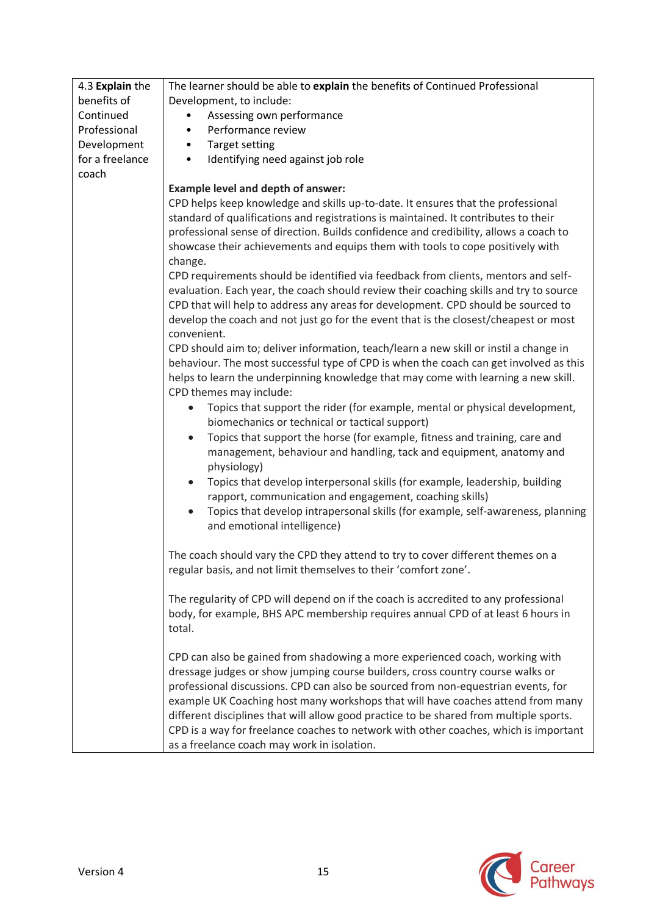| | |
|---|---|
| 4.3 **Explain** the benefits of Continued Professional Development for a freelance coach | The learner should be able to **explain** the benefits of Continued Professional Development, to include:<br>• Assessing own performance<br>• Performance review<br>• Target setting<br>• Identifying need against job role<br><br>**Example level and depth of answer:**<br>CPD helps keep knowledge and skills up-to-date. It ensures that the professional standard of qualifications and registrations is maintained. It contributes to their professional sense of direction. Builds confidence and credibility, allows a coach to showcase their achievements and equips them with tools to cope positively with change.<br>CPD requirements should be identified via feedback from clients, mentors and self-evaluation. Each year, the coach should review their coaching skills and try to source CPD that will help to address any areas for development. CPD should be sourced to develop the coach and not just go for the event that is the closest/cheapest or most convenient.<br>CPD should aim to; deliver information, teach/learn a new skill or instil a change in behaviour. The most successful type of CPD is when the coach can get involved as this helps to learn the underpinning knowledge that may come with learning a new skill.<br>CPD themes may include:<br>• Topics that support the rider (for example, mental or physical development, biomechanics or technical or tactical support)<br>• Topics that support the horse (for example, fitness and training, care and management, behaviour and handling, tack and equipment, anatomy and physiology)<br>• Topics that develop interpersonal skills (for example, leadership, building rapport, communication and engagement, coaching skills)<br>• Topics that develop intrapersonal skills (for example, self-awareness, planning and emotional intelligence)<br><br>The coach should vary the CPD they attend to try to cover different themes on a regular basis, and not limit themselves to their 'comfort zone'.<br><br>The regularity of CPD will depend on if the coach is accredited to any professional body, for example, BHS APC membership requires annual CPD of at least 6 hours in total.<br><br>CPD can also be gained from shadowing a more experienced coach, working with dressage judges or show jumping course builders, cross country course walks or professional discussions. CPD can also be sourced from non-equestrian events, for example UK Coaching host many workshops that will have coaches attend from many different disciplines that will allow good practice to be shared from multiple sports. CPD is a way for freelance coaches to network with other coaches, which is important as a freelance coach may work in isolation. |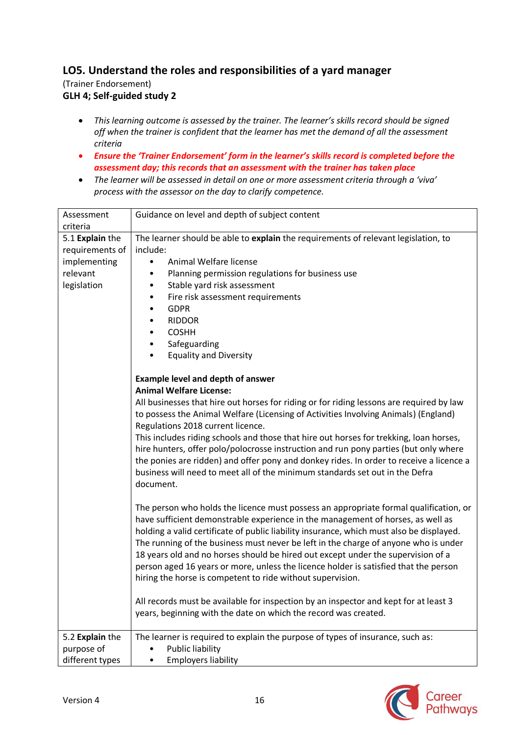## LO5. Understand the roles and responsibilities of a yard manager

(Trainer Endorsement)

**GLH 4; Self-guided study 2**

- *This learning outcome is assessed by the trainer. The learner's skills record should be signed off when the trainer is confident that the learner has met the demand of all the assessment criteria*
- ***Ensure the 'Trainer Endorsement' form in the learner's skills record is completed before the assessment day; this records that an assessment with the trainer has taken place***
- *The learner will be assessed in detail on one or more assessment criteria through a 'viva' process with the assessor on the day to clarify competence.*

| Assessment criteria | Guidance on level and depth of subject content |
|---|---|
| 5.1 **Explain** the requirements of implementing relevant legislation | The learner should be able to **explain** the requirements of relevant legislation, to include:<br>• Animal Welfare license<br>• Planning permission regulations for business use<br>• Stable yard risk assessment<br>• Fire risk assessment requirements<br>• GDPR<br>• RIDDOR<br>• COSHH<br>• Safeguarding<br>• Equality and Diversity<br><br>**Example level and depth of answer**<br>**Animal Welfare License:**<br>All businesses that hire out horses for riding or for riding lessons are required by law to possess the Animal Welfare (Licensing of Activities Involving Animals) (England) Regulations 2018 current licence.<br>This includes riding schools and those that hire out horses for trekking, loan horses, hire hunters, offer polo/polocrosse instruction and run pony parties (but only where the ponies are ridden) and offer pony and donkey rides. In order to receive a licence a business will need to meet all of the minimum standards set out in the Defra document.<br><br>The person who holds the licence must possess an appropriate formal qualification, or have sufficient demonstrable experience in the management of horses, as well as holding a valid certificate of public liability insurance, which must also be displayed. The running of the business must never be left in the charge of anyone who is under 18 years old and no horses should be hired out except under the supervision of a person aged 16 years or more, unless the licence holder is satisfied that the person hiring the horse is competent to ride without supervision.<br><br>All records must be available for inspection by an inspector and kept for at least 3 years, beginning with the date on which the record was created. |
| 5.2 **Explain** the purpose of different types | The learner is required to explain the purpose of types of insurance, such as:<br>• Public liability<br>• Employers liability |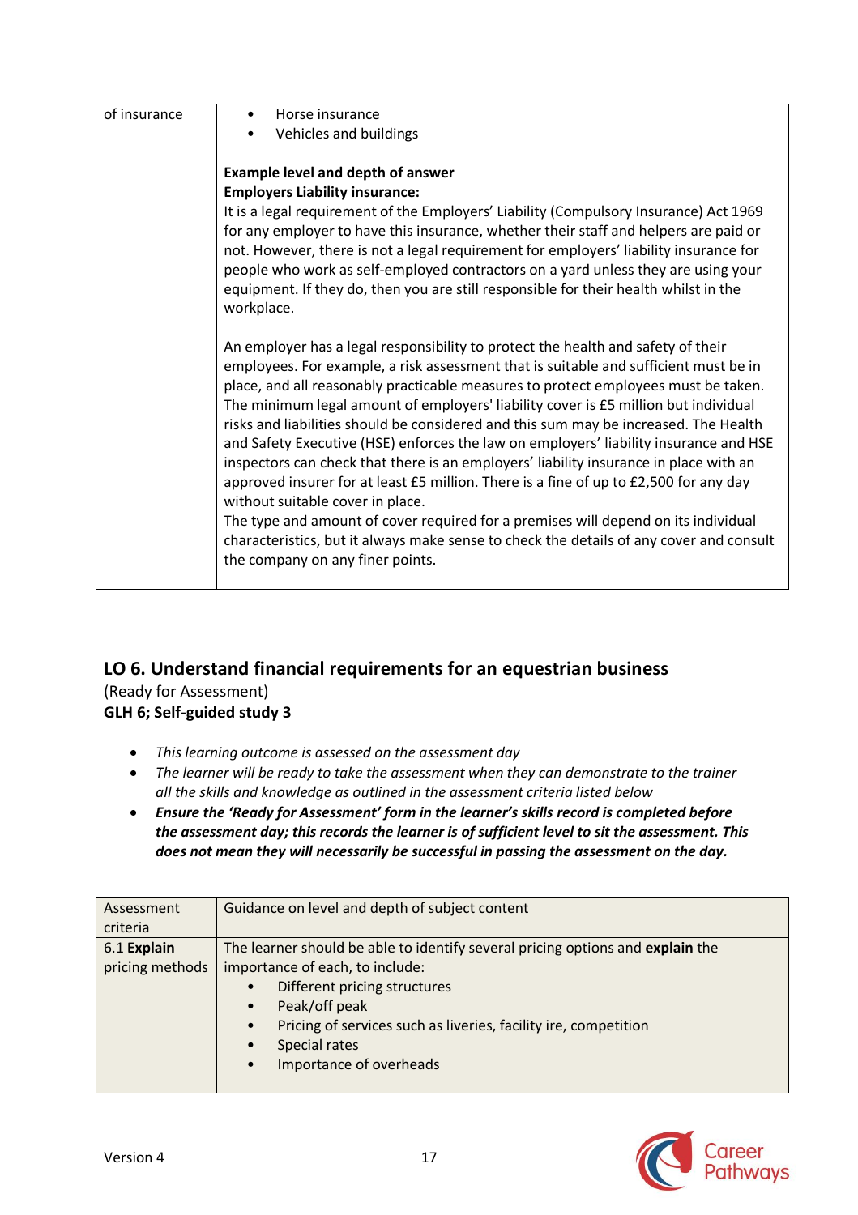| of insurance | • Horse insurance<br>• Vehicles and buildings<br><br>**Example level and depth of answer**<br>**Employers Liability insurance:**<br>It is a legal requirement of the Employers' Liability (Compulsory Insurance) Act 1969 for any employer to have this insurance, whether their staff and helpers are paid or not. However, there is not a legal requirement for employers' liability insurance for people who work as self-employed contractors on a yard unless they are using your equipment. If they do, then you are still responsible for their health whilst in the workplace.<br><br>An employer has a legal responsibility to protect the health and safety of their employees. For example, a risk assessment that is suitable and sufficient must be in place, and all reasonably practicable measures to protect employees must be taken. The minimum legal amount of employers' liability cover is £5 million but individual risks and liabilities should be considered and this sum may be increased. The Health and Safety Executive (HSE) enforces the law on employers' liability insurance and HSE inspectors can check that there is an employers' liability insurance in place with an approved insurer for at least £5 million. There is a fine of up to £2,500 for any day without suitable cover in place.<br>The type and amount of cover required for a premises will depend on its individual characteristics, but it always make sense to check the details of any cover and consult the company on any finer points. |
|---|---|

## LO 6. Understand financial requirements for an equestrian business

(Ready for Assessment)

**GLH 6; Self-guided study 3**

- *This learning outcome is assessed on the assessment day*
- *The learner will be ready to take the assessment when they can demonstrate to the trainer all the skills and knowledge as outlined in the assessment criteria listed below*
- ***Ensure the 'Ready for Assessment' form in the learner's skills record is completed before the assessment day; this records the learner is of sufficient level to sit the assessment. This does not mean they will necessarily be successful in passing the assessment on the day.***

| Assessment criteria | Guidance on level and depth of subject content |
|---|---|
| 6.1 **Explain** pricing methods | The learner should be able to identify several pricing options and **explain** the importance of each, to include:<br>• Different pricing structures<br>• Peak/off peak<br>• Pricing of services such as liveries, facility ire, competition<br>• Special rates<br>• Importance of overheads |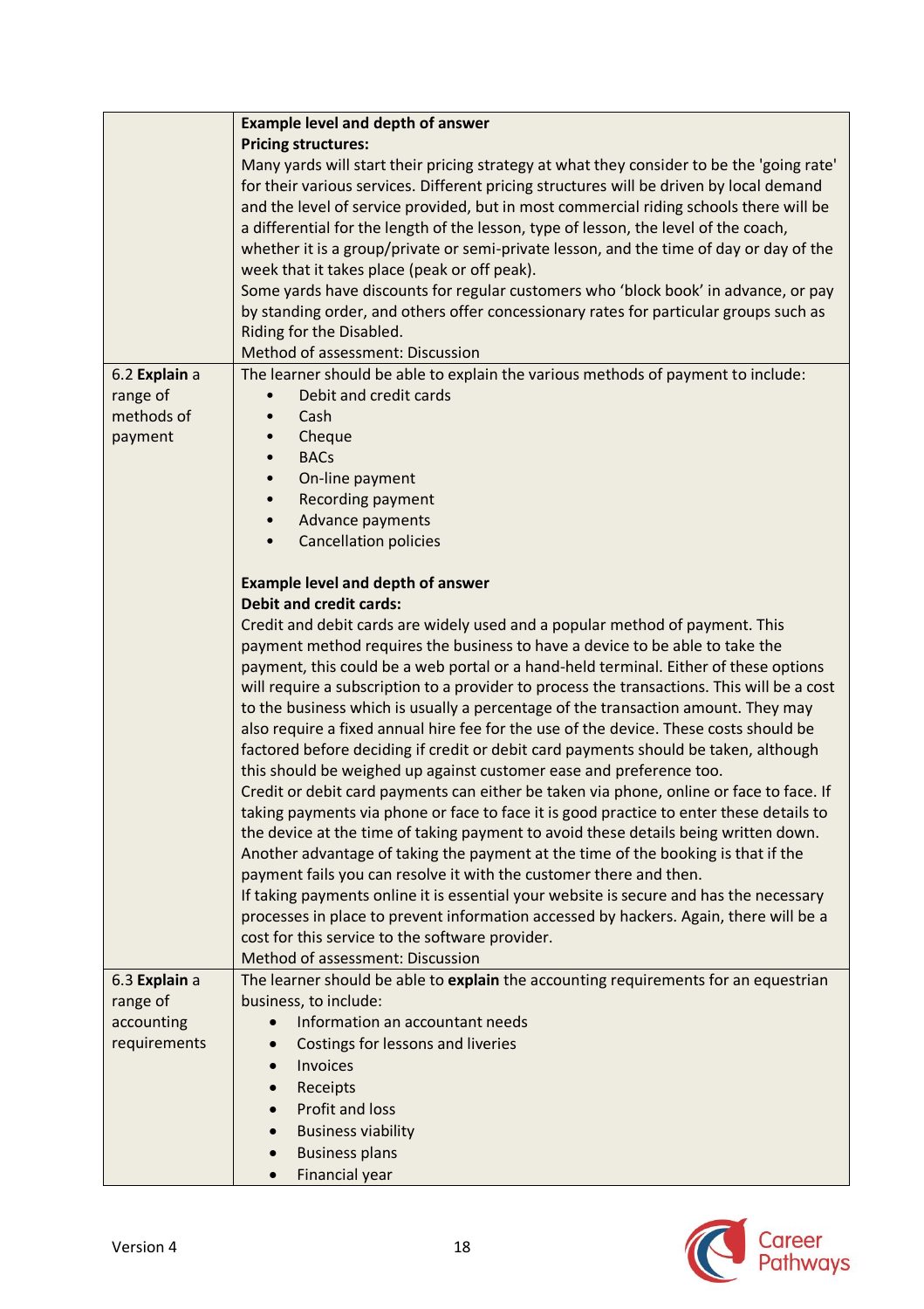| | |
|---|---|
| | **Example level and depth of answer**<br>**Pricing structures:**<br>Many yards will start their pricing strategy at what they consider to be the 'going rate' for their various services. Different pricing structures will be driven by local demand and the level of service provided, but in most commercial riding schools there will be a differential for the length of the lesson, type of lesson, the level of the coach, whether it is a group/private or semi-private lesson, and the time of day or day of the week that it takes place (peak or off peak).<br>Some yards have discounts for regular customers who 'block book' in advance, or pay by standing order, and others offer concessionary rates for particular groups such as Riding for the Disabled.<br>Method of assessment: Discussion |
| 6.2 **Explain** a range of methods of payment | The learner should be able to explain the various methods of payment to include:<br>• Debit and credit cards<br>• Cash<br>• Cheque<br>• BACs<br>• On-line payment<br>• Recording payment<br>• Advance payments<br>• Cancellation policies<br><br>**Example level and depth of answer**<br>**Debit and credit cards:**<br>Credit and debit cards are widely used and a popular method of payment. This payment method requires the business to have a device to be able to take the payment, this could be a web portal or a hand-held terminal. Either of these options will require a subscription to a provider to process the transactions. This will be a cost to the business which is usually a percentage of the transaction amount. They may also require a fixed annual hire fee for the use of the device. These costs should be factored before deciding if credit or debit card payments should be taken, although this should be weighed up against customer ease and preference too.<br>Credit or debit card payments can either be taken via phone, online or face to face. If taking payments via phone or face to face it is good practice to enter these details to the device at the time of taking payment to avoid these details being written down. Another advantage of taking the payment at the time of the booking is that if the payment fails you can resolve it with the customer there and then.<br>If taking payments online it is essential your website is secure and has the necessary processes in place to prevent information accessed by hackers. Again, there will be a cost for this service to the software provider.<br>Method of assessment: Discussion |
| 6.3 **Explain** a range of accounting requirements | The learner should be able to **explain** the accounting requirements for an equestrian business, to include:<br>• Information an accountant needs<br>• Costings for lessons and liveries<br>• Invoices<br>• Receipts<br>• Profit and loss<br>• Business viability<br>• Business plans<br>• Financial year |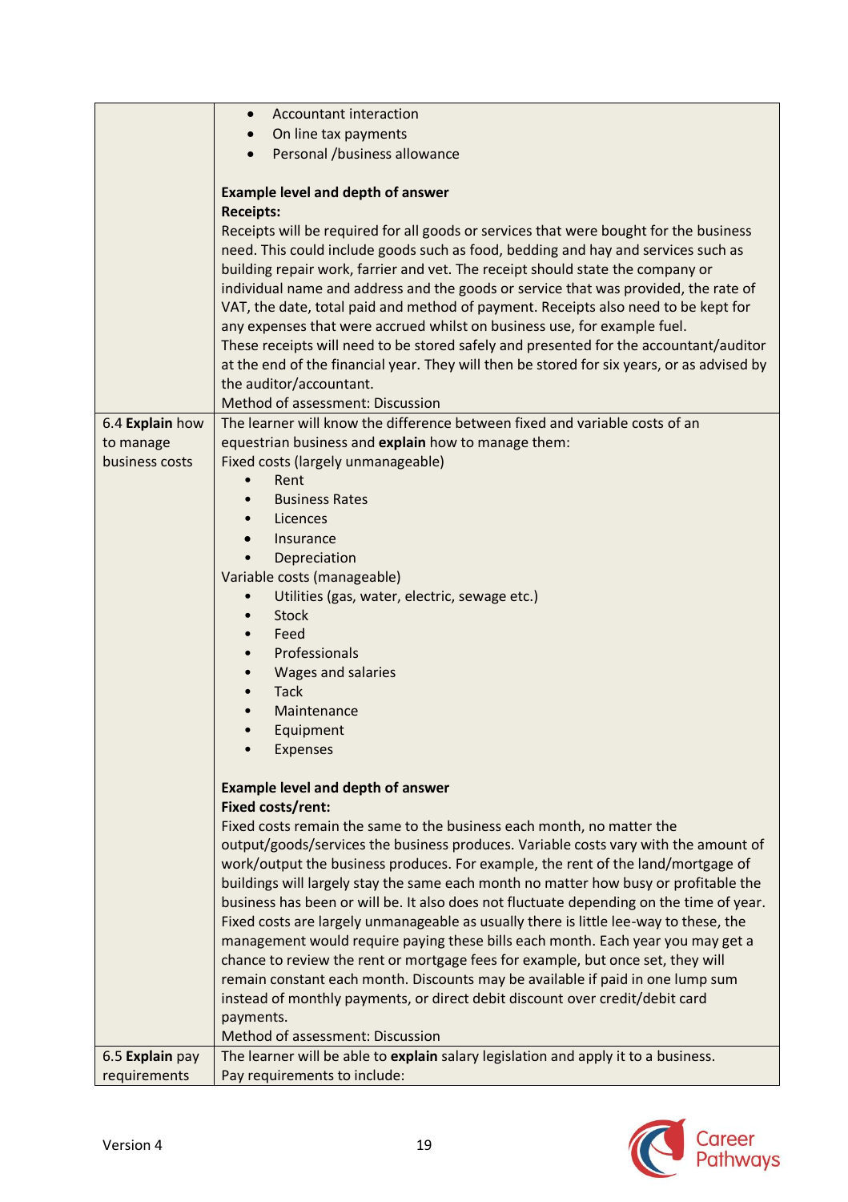| | |
|---|---|
| | <ul><li>Accountant interaction</li><li>On line tax payments</li><li>Personal /business allowance</li></ul><br>**Example level and depth of answer**<br>**Receipts:**<br>Receipts will be required for all goods or services that were bought for the business need. This could include goods such as food, bedding and hay and services such as building repair work, farrier and vet. The receipt should state the company or individual name and address and the goods or service that was provided, the rate of VAT, the date, total paid and method of payment. Receipts also need to be kept for any expenses that were accrued whilst on business use, for example fuel.<br>These receipts will need to be stored safely and presented for the accountant/auditor at the end of the financial year. They will then be stored for six years, or as advised by the auditor/accountant.<br>Method of assessment: Discussion |
| 6.4 **Explain** how to manage business costs | The learner will know the difference between fixed and variable costs of an equestrian business and **explain** how to manage them:<br>Fixed costs (largely unmanageable)<ul><li>Rent</li><li>Business Rates</li><li>Licences</li><li>Insurance</li><li>Depreciation</li></ul>Variable costs (manageable)<ul><li>Utilities (gas, water, electric, sewage etc.)</li><li>Stock</li><li>Feed</li><li>Professionals</li><li>Wages and salaries</li><li>Tack</li><li>Maintenance</li><li>Equipment</li><li>Expenses</li></ul>**Example level and depth of answer**<br>**Fixed costs/rent:**<br>Fixed costs remain the same to the business each month, no matter the output/goods/services the business produces. Variable costs vary with the amount of work/output the business produces. For example, the rent of the land/mortgage of buildings will largely stay the same each month no matter how busy or profitable the business has been or will be. It also does not fluctuate depending on the time of year. Fixed costs are largely unmanageable as usually there is little lee-way to these, the management would require paying these bills each month. Each year you may get a chance to review the rent or mortgage fees for example, but once set, they will remain constant each month. Discounts may be available if paid in one lump sum instead of monthly payments, or direct debit discount over credit/debit card payments.<br>Method of assessment: Discussion |
| 6.5 **Explain** pay requirements | The learner will be able to **explain** salary legislation and apply it to a business.<br>Pay requirements to include: |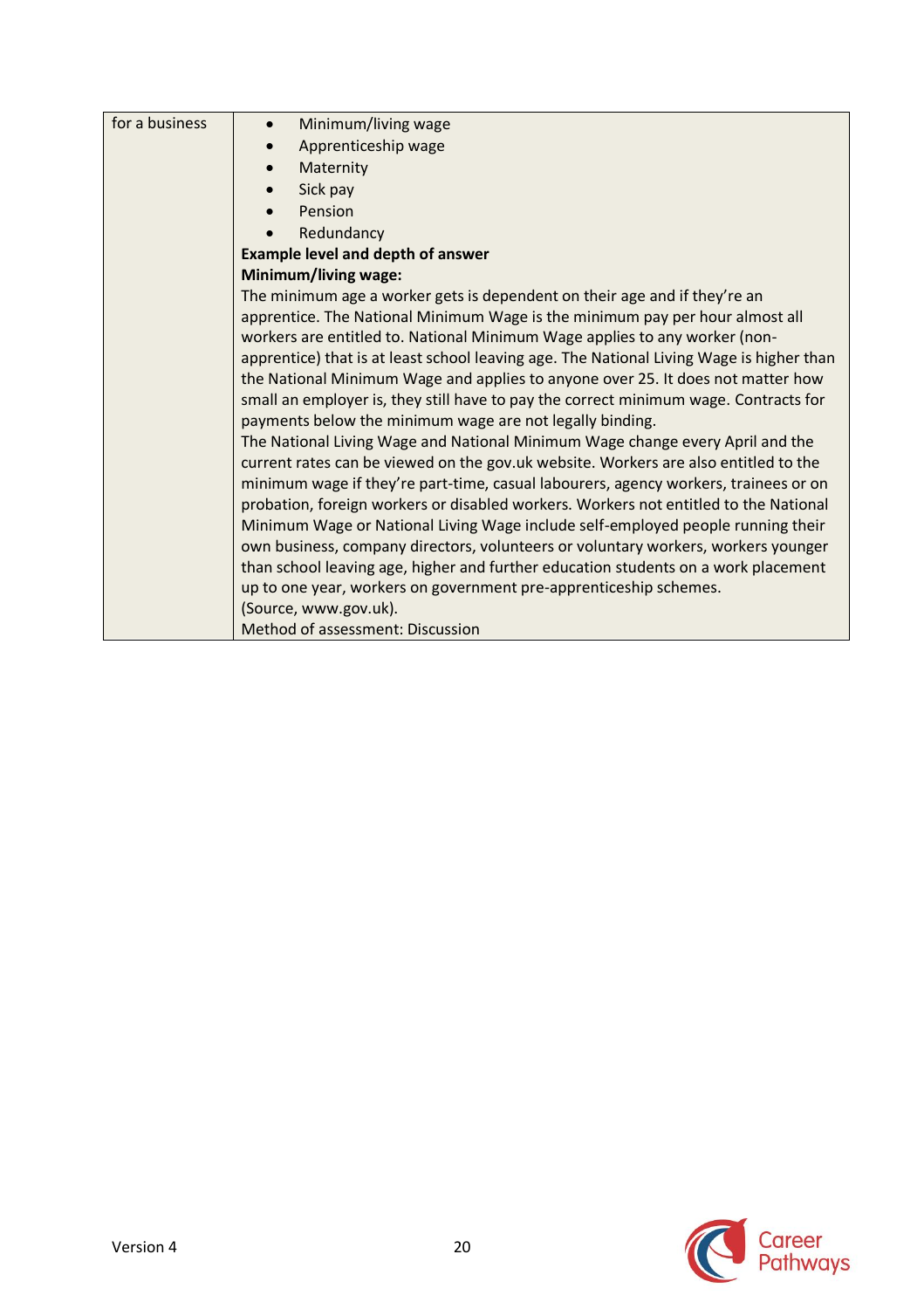| for a business | • Minimum/living wage<br>• Apprenticeship wage<br>• Maternity<br>• Sick pay<br>• Pension<br>• Redundancy<br>**Example level and depth of answer**<br>**Minimum/living wage:**<br>The minimum age a worker gets is dependent on their age and if they're an apprentice. The National Minimum Wage is the minimum pay per hour almost all workers are entitled to. National Minimum Wage applies to any worker (non-apprentice) that is at least school leaving age. The National Living Wage is higher than the National Minimum Wage and applies to anyone over 25. It does not matter how small an employer is, they still have to pay the correct minimum wage. Contracts for payments below the minimum wage are not legally binding.<br>The National Living Wage and National Minimum Wage change every April and the current rates can be viewed on the gov.uk website. Workers are also entitled to the minimum wage if they're part-time, casual labourers, agency workers, trainees or on probation, foreign workers or disabled workers. Workers not entitled to the National Minimum Wage or National Living Wage include self-employed people running their own business, company directors, volunteers or voluntary workers, workers younger than school leaving age, higher and further education students on a work placement up to one year, workers on government pre-apprenticeship schemes.<br>(Source, www.gov.uk).<br>Method of assessment: Discussion |
|---|---|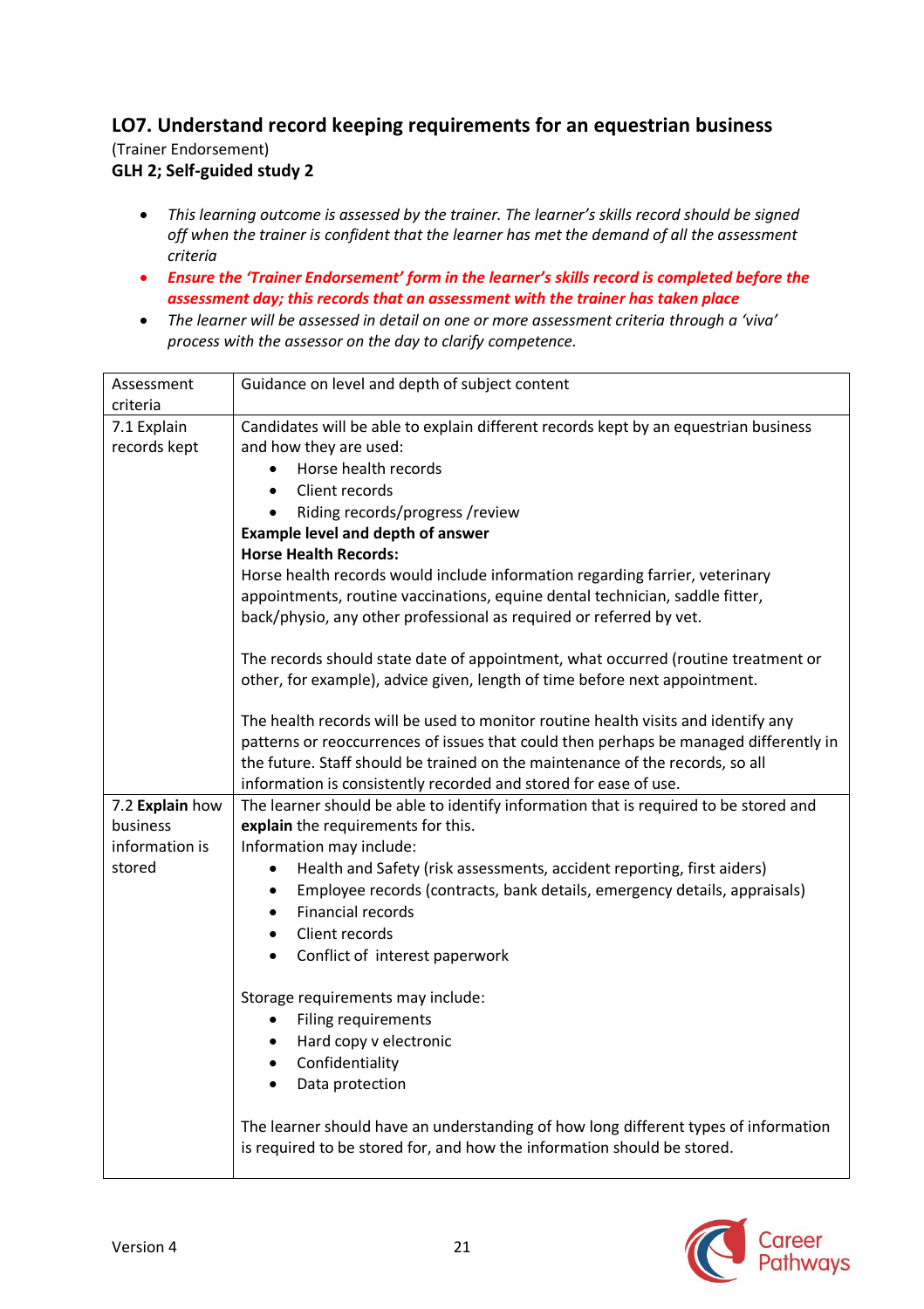## LO7. Understand record keeping requirements for an equestrian business

(Trainer Endorsement)

**GLH 2; Self-guided study 2**

- *This learning outcome is assessed by the trainer. The learner's skills record should be signed off when the trainer is confident that the learner has met the demand of all the assessment criteria*
- ***Ensure the 'Trainer Endorsement' form in the learner's skills record is completed before the assessment day; this records that an assessment with the trainer has taken place***
- *The learner will be assessed in detail on one or more assessment criteria through a 'viva' process with the assessor on the day to clarify competence.*

| Assessment criteria | Guidance on level and depth of subject content |
|---|---|
| 7.1 Explain records kept | Candidates will be able to explain different records kept by an equestrian business and how they are used:<br>• Horse health records<br>• Client records<br>• Riding records/progress /review<br>**Example level and depth of answer**<br>**Horse Health Records:**<br>Horse health records would include information regarding farrier, veterinary appointments, routine vaccinations, equine dental technician, saddle fitter, back/physio, any other professional as required or referred by vet.<br><br>The records should state date of appointment, what occurred (routine treatment or other, for example), advice given, length of time before next appointment.<br><br>The health records will be used to monitor routine health visits and identify any patterns or reoccurrences of issues that could then perhaps be managed differently in the future. Staff should be trained on the maintenance of the records, so all information is consistently recorded and stored for ease of use. |
| 7.2 **Explain** how business information is stored | The learner should be able to identify information that is required to be stored and **explain** the requirements for this.<br>Information may include:<br>• Health and Safety (risk assessments, accident reporting, first aiders)<br>• Employee records (contracts, bank details, emergency details, appraisals)<br>• Financial records<br>• Client records<br>• Conflict of interest paperwork<br><br>Storage requirements may include:<br>• Filing requirements<br>• Hard copy v electronic<br>• Confidentiality<br>• Data protection<br><br>The learner should have an understanding of how long different types of information is required to be stored for, and how the information should be stored. |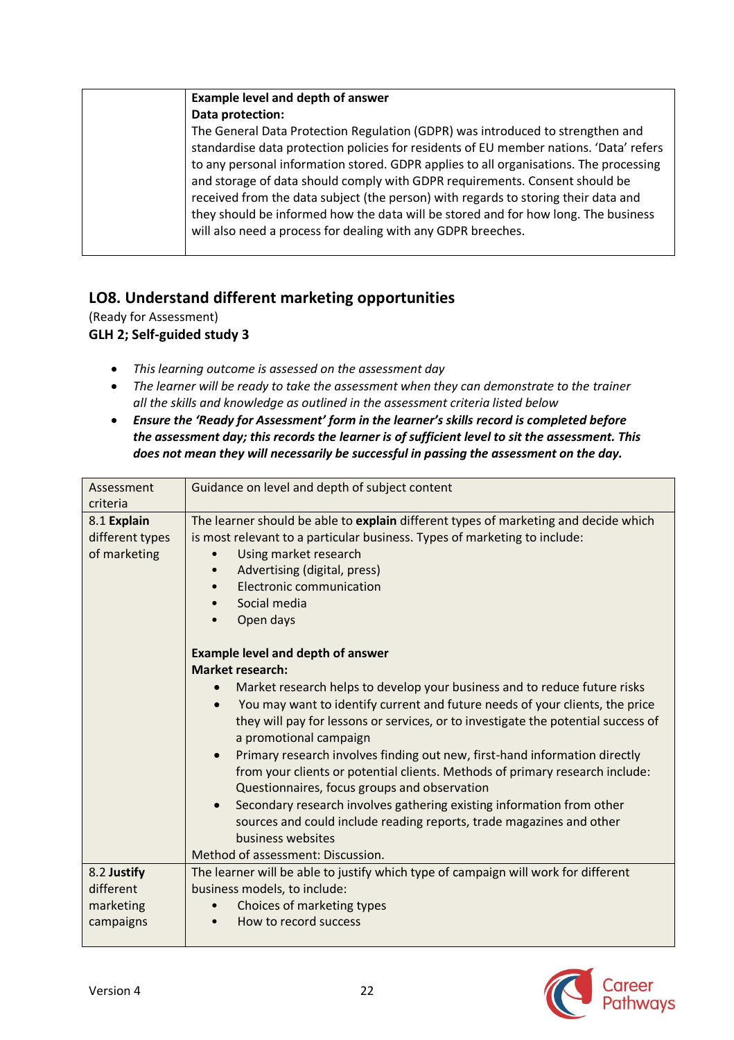| | |
|---|---|
| | **Example level and depth of answer**<br>**Data protection:**<br>The General Data Protection Regulation (GDPR) was introduced to strengthen and standardise data protection policies for residents of EU member nations. 'Data' refers to any personal information stored. GDPR applies to all organisations. The processing and storage of data should comply with GDPR requirements. Consent should be received from the data subject (the person) with regards to storing their data and they should be informed how the data will be stored and for how long. The business will also need a process for dealing with any GDPR breeches. |

## LO8. Understand different marketing opportunities

(Ready for Assessment)

**GLH 2; Self-guided study 3**

- *This learning outcome is assessed on the assessment day*
- *The learner will be ready to take the assessment when they can demonstrate to the trainer all the skills and knowledge as outlined in the assessment criteria listed below*
- ***Ensure the 'Ready for Assessment' form in the learner's skills record is completed before the assessment day; this records the learner is of sufficient level to sit the assessment. This does not mean they will necessarily be successful in passing the assessment on the day.***

| Assessment criteria | Guidance on level and depth of subject content |
|---|---|
| 8.1 **Explain** different types of marketing | The learner should be able to **explain** different types of marketing and decide which is most relevant to a particular business. Types of marketing to include:<br>• Using market research<br>• Advertising (digital, press)<br>• Electronic communication<br>• Social media<br>• Open days<br><br>**Example level and depth of answer**<br>**Market research:**<br>• Market research helps to develop your business and to reduce future risks<br>• You may want to identify current and future needs of your clients, the price they will pay for lessons or services, or to investigate the potential success of a promotional campaign<br>• Primary research involves finding out new, first-hand information directly from your clients or potential clients. Methods of primary research include: Questionnaires, focus groups and observation<br>• Secondary research involves gathering existing information from other sources and could include reading reports, trade magazines and other business websites<br>Method of assessment: Discussion. |
| 8.2 **Justify** different marketing campaigns | The learner will be able to justify which type of campaign will work for different business models, to include:<br>• Choices of marketing types<br>• How to record success |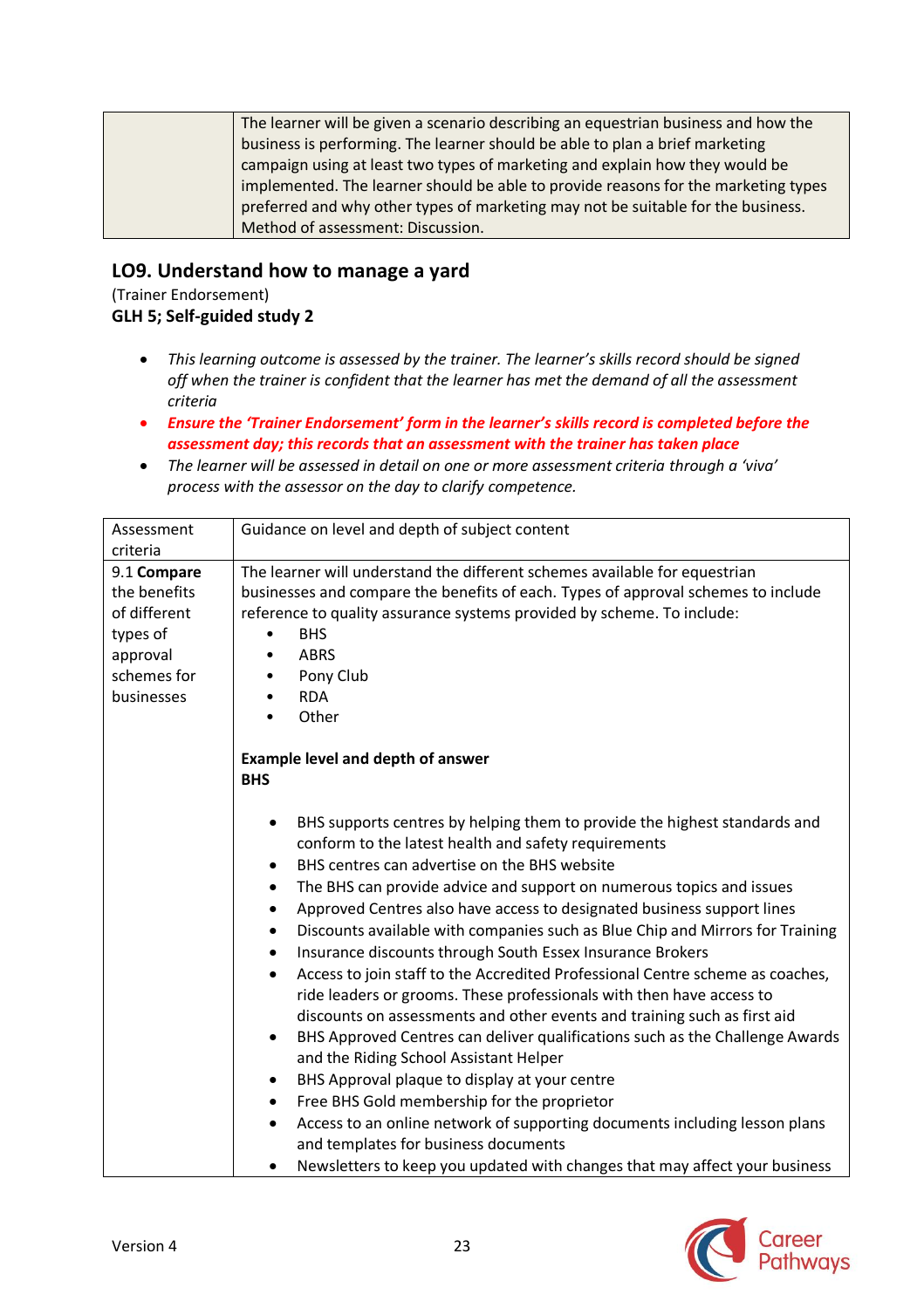| | |
|---|---|
| | The learner will be given a scenario describing an equestrian business and how the business is performing. The learner should be able to plan a brief marketing campaign using at least two types of marketing and explain how they would be implemented. The learner should be able to provide reasons for the marketing types preferred and why other types of marketing may not be suitable for the business. Method of assessment: Discussion. |

## LO9. Understand how to manage a yard

(Trainer Endorsement)

**GLH 5; Self-guided study 2**

- *This learning outcome is assessed by the trainer. The learner's skills record should be signed off when the trainer is confident that the learner has met the demand of all the assessment criteria*
- ***Ensure the 'Trainer Endorsement' form in the learner's skills record is completed before the assessment day; this records that an assessment with the trainer has taken place***
- *The learner will be assessed in detail on one or more assessment criteria through a 'viva' process with the assessor on the day to clarify competence.*

| Assessment criteria | Guidance on level and depth of subject content |
|---|---|
| 9.1 **Compare** the benefits of different types of approval schemes for businesses | The learner will understand the different schemes available for equestrian businesses and compare the benefits of each. Types of approval schemes to include reference to quality assurance systems provided by scheme. To include:<br>• BHS<br>• ABRS<br>• Pony Club<br>• RDA<br>• Other<br><br>**Example level and depth of answer**<br>**BHS**<br><br>• BHS supports centres by helping them to provide the highest standards and conform to the latest health and safety requirements<br>• BHS centres can advertise on the BHS website<br>• The BHS can provide advice and support on numerous topics and issues<br>• Approved Centres also have access to designated business support lines<br>• Discounts available with companies such as Blue Chip and Mirrors for Training<br>• Insurance discounts through South Essex Insurance Brokers<br>• Access to join staff to the Accredited Professional Centre scheme as coaches, ride leaders or grooms. These professionals with then have access to discounts on assessments and other events and training such as first aid<br>• BHS Approved Centres can deliver qualifications such as the Challenge Awards and the Riding School Assistant Helper<br>• BHS Approval plaque to display at your centre<br>• Free BHS Gold membership for the proprietor<br>• Access to an online network of supporting documents including lesson plans and templates for business documents<br>• Newsletters to keep you updated with changes that may affect your business |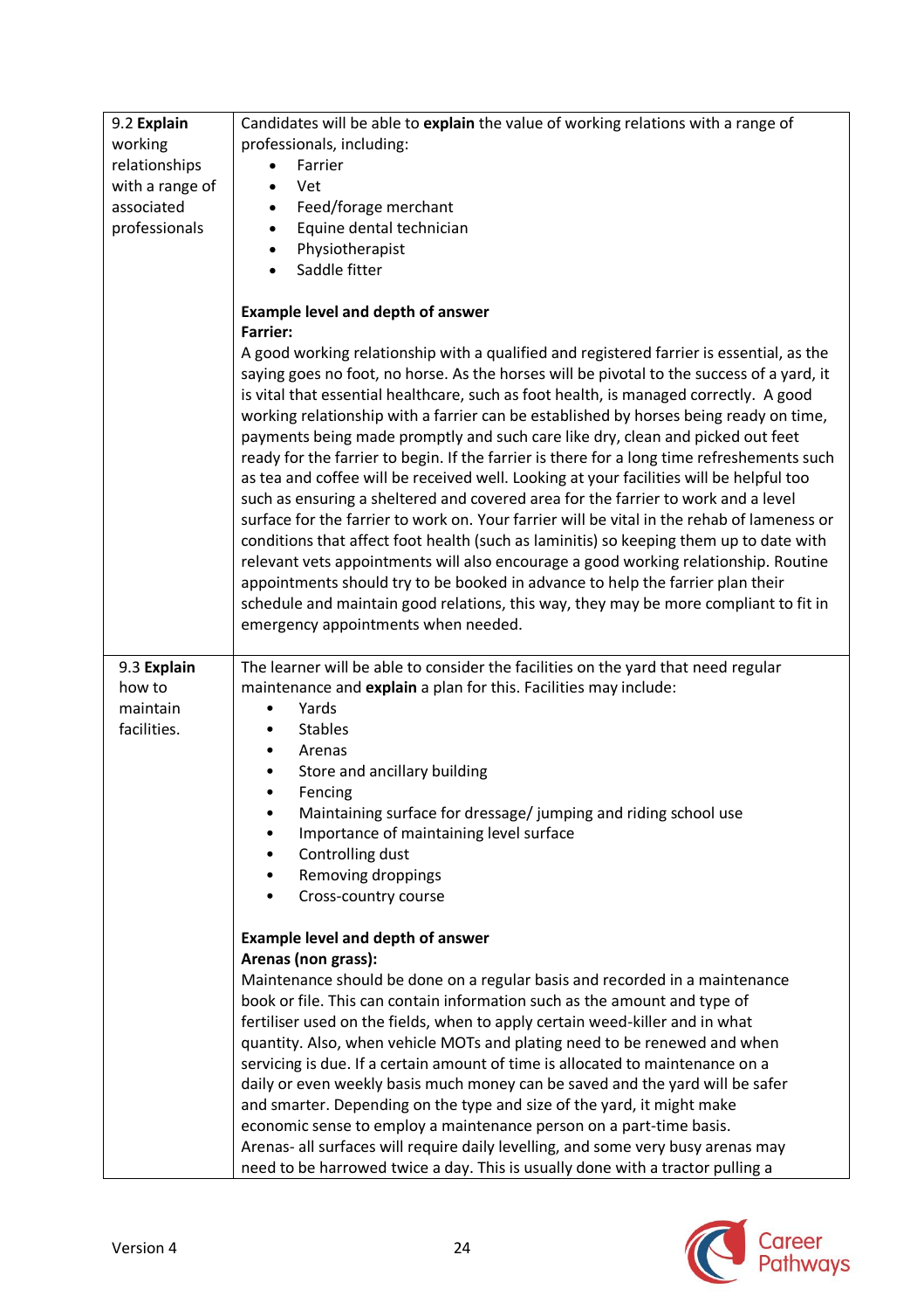| | |
|---|---|
| 9.2 **Explain** working relationships with a range of associated professionals | Candidates will be able to **explain** the value of working relations with a range of professionals, including:<br>• Farrier<br>• Vet<br>• Feed/forage merchant<br>• Equine dental technician<br>• Physiotherapist<br>• Saddle fitter<br><br>**Example level and depth of answer**<br>**Farrier:**<br>A good working relationship with a qualified and registered farrier is essential, as the saying goes no foot, no horse. As the horses will be pivotal to the success of a yard, it is vital that essential healthcare, such as foot health, is managed correctly. A good working relationship with a farrier can be established by horses being ready on time, payments being made promptly and such care like dry, clean and picked out feet ready for the farrier to begin. If the farrier is there for a long time refreshements such as tea and coffee will be received well. Looking at your facilities will be helpful too such as ensuring a sheltered and covered area for the farrier to work and a level surface for the farrier to work on. Your farrier will be vital in the rehab of lameness or conditions that affect foot health (such as laminitis) so keeping them up to date with relevant vets appointments will also encourage a good working relationship. Routine appointments should try to be booked in advance to help the farrier plan their schedule and maintain good relations, this way, they may be more compliant to fit in emergency appointments when needed. |
| 9.3 **Explain** how to maintain facilities. | The learner will be able to consider the facilities on the yard that need regular maintenance and **explain** a plan for this. Facilities may include:<br>• Yards<br>• Stables<br>• Arenas<br>• Store and ancillary building<br>• Fencing<br>• Maintaining surface for dressage/ jumping and riding school use<br>• Importance of maintaining level surface<br>• Controlling dust<br>• Removing droppings<br>• Cross-country course<br><br>**Example level and depth of answer**<br>**Arenas (non grass):**<br>Maintenance should be done on a regular basis and recorded in a maintenance book or file. This can contain information such as the amount and type of fertiliser used on the fields, when to apply certain weed-killer and in what quantity. Also, when vehicle MOTs and plating need to be renewed and when servicing is due. If a certain amount of time is allocated to maintenance on a daily or even weekly basis much money can be saved and the yard will be safer and smarter. Depending on the type and size of the yard, it might make economic sense to employ a maintenance person on a part-time basis.<br>Arenas- all surfaces will require daily levelling, and some very busy arenas may need to be harrowed twice a day. This is usually done with a tractor pulling a |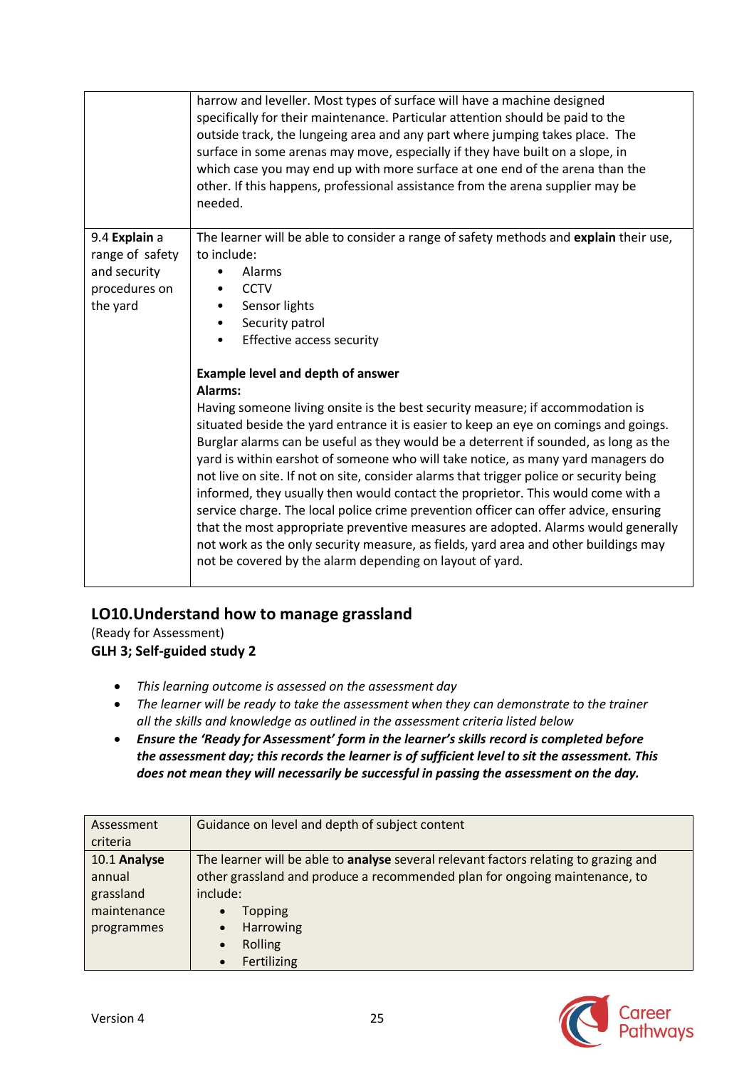| | |
|---|---|
| | harrow and leveller. Most types of surface will have a machine designed specifically for their maintenance. Particular attention should be paid to the outside track, the lungeing area and any part where jumping takes place. The surface in some arenas may move, especially if they have built on a slope, in which case you may end up with more surface at one end of the arena than the other. If this happens, professional assistance from the arena supplier may be needed. |
| 9.4 **Explain** a range of safety and security procedures on the yard | The learner will be able to consider a range of safety methods and **explain** their use, to include:<br>• Alarms<br>• CCTV<br>• Sensor lights<br>• Security patrol<br>• Effective access security<br><br>**Example level and depth of answer**<br>**Alarms:**<br>Having someone living onsite is the best security measure; if accommodation is situated beside the yard entrance it is easier to keep an eye on comings and goings. Burglar alarms can be useful as they would be a deterrent if sounded, as long as the yard is within earshot of someone who will take notice, as many yard managers do not live on site. If not on site, consider alarms that trigger police or security being informed, they usually then would contact the proprietor. This would come with a service charge. The local police crime prevention officer can offer advice, ensuring that the most appropriate preventive measures are adopted. Alarms would generally not work as the only security measure, as fields, yard area and other buildings may not be covered by the alarm depending on layout of yard. |

## LO10.Understand how to manage grassland

(Ready for Assessment)

**GLH 3; Self-guided study 2**

- *This learning outcome is assessed on the assessment day*
- *The learner will be ready to take the assessment when they can demonstrate to the trainer all the skills and knowledge as outlined in the assessment criteria listed below*
- ***Ensure the 'Ready for Assessment' form in the learner's skills record is completed before the assessment day; this records the learner is of sufficient level to sit the assessment. This does not mean they will necessarily be successful in passing the assessment on the day.***

| Assessment criteria | Guidance on level and depth of subject content |
|---|---|
| 10.1 **Analyse** annual grassland maintenance programmes | The learner will be able to **analyse** several relevant factors relating to grazing and other grassland and produce a recommended plan for ongoing maintenance, to include:<br>• Topping<br>• Harrowing<br>• Rolling<br>• Fertilizing |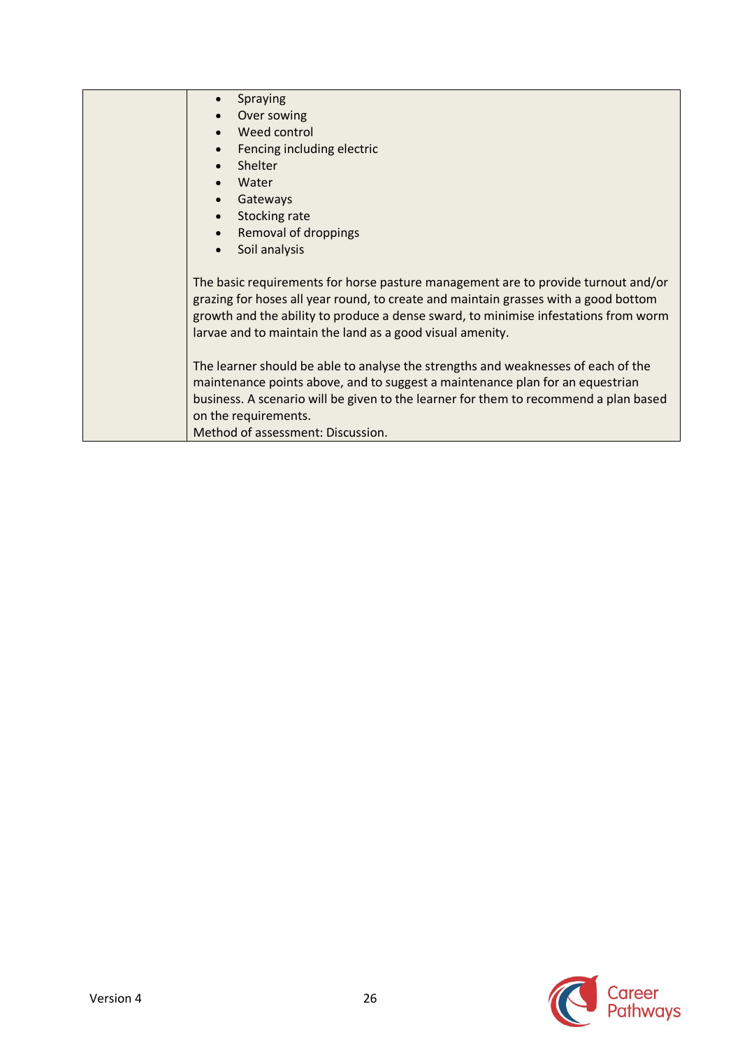| | |
|---|---|
| | • Spraying<br>• Over sowing<br>• Weed control<br>• Fencing including electric<br>• Shelter<br>• Water<br>• Gateways<br>• Stocking rate<br>• Removal of droppings<br>• Soil analysis<br><br>The basic requirements for horse pasture management are to provide turnout and/or grazing for hoses all year round, to create and maintain grasses with a good bottom growth and the ability to produce a dense sward, to minimise infestations from worm larvae and to maintain the land as a good visual amenity.<br><br>The learner should be able to analyse the strengths and weaknesses of each of the maintenance points above, and to suggest a maintenance plan for an equestrian business. A scenario will be given to the learner for them to recommend a plan based on the requirements.<br>Method of assessment: Discussion. |